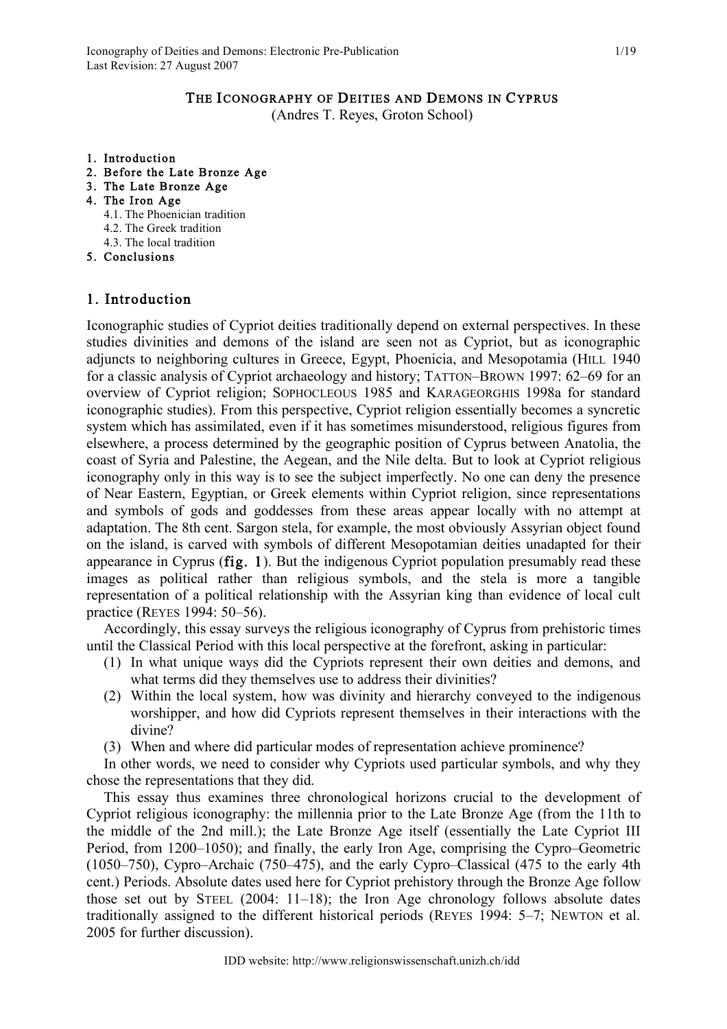# The Iconography of Deities and Demons in Cyprus

(Andres T. Reyes, Groton School)

1. Introduction
2. Before the Late Bronze Age
3. The Late Bronze Age
4. The Iron Age
   - 4.1. The Phoenician tradition
   - 4.2. The Greek tradition
   - 4.3. The local tradition
5. Conclusions

## 1. Introduction

Iconographic studies of Cypriot deities traditionally depend on external perspectives. In these studies divinities and demons of the island are seen not as Cypriot, but as iconographic adjuncts to neighboring cultures in Greece, Egypt, Phoenicia, and Mesopotamia (HILL 1940 for a classic analysis of Cypriot archaeology and history; TATTON–BROWN 1997: 62–69 for an overview of Cypriot religion; SOPHOCLEOUS 1985 and KARAGEORGHIS 1998a for standard iconographic studies). From this perspective, Cypriot religion essentially becomes a syncretic system which has assimilated, even if it has sometimes misunderstood, religious figures from elsewhere, a process determined by the geographic position of Cyprus between Anatolia, the coast of Syria and Palestine, the Aegean, and the Nile delta. But to look at Cypriot religious iconography only in this way is to see the subject imperfectly. No one can deny the presence of Near Eastern, Egyptian, or Greek elements within Cypriot religion, since representations and symbols of gods and goddesses from these areas appear locally with no attempt at adaptation. The 8th cent. Sargon stela, for example, the most obviously Assyrian object found on the island, is carved with symbols of different Mesopotamian deities unadapted for their appearance in Cyprus (**fig. 1**). But the indigenous Cypriot population presumably read these images as political rather than religious symbols, and the stela is more a tangible representation of a political relationship with the Assyrian king than evidence of local cult practice (REYES 1994: 50–56).

Accordingly, this essay surveys the religious iconography of Cyprus from prehistoric times until the Classical Period with this local perspective at the forefront, asking in particular:

(1) In what unique ways did the Cypriots represent their own deities and demons, and what terms did they themselves use to address their divinities?
(2) Within the local system, how was divinity and hierarchy conveyed to the indigenous worshipper, and how did Cypriots represent themselves in their interactions with the divine?
(3) When and where did particular modes of representation achieve prominence?

In other words, we need to consider why Cypriots used particular symbols, and why they chose the representations that they did.

This essay thus examines three chronological horizons crucial to the development of Cypriot religious iconography: the millennia prior to the Late Bronze Age (from the 11th to the middle of the 2nd mill.); the Late Bronze Age itself (essentially the Late Cypriot III Period, from 1200–1050); and finally, the early Iron Age, comprising the Cypro–Geometric (1050–750), Cypro–Archaic (750–475), and the early Cypro–Classical (475 to the early 4th cent.) Periods. Absolute dates used here for Cypriot prehistory through the Bronze Age follow those set out by STEEL (2004: 11–18); the Iron Age chronology follows absolute dates traditionally assigned to the different historical periods (REYES 1994: 5–7; NEWTON et al. 2005 for further discussion).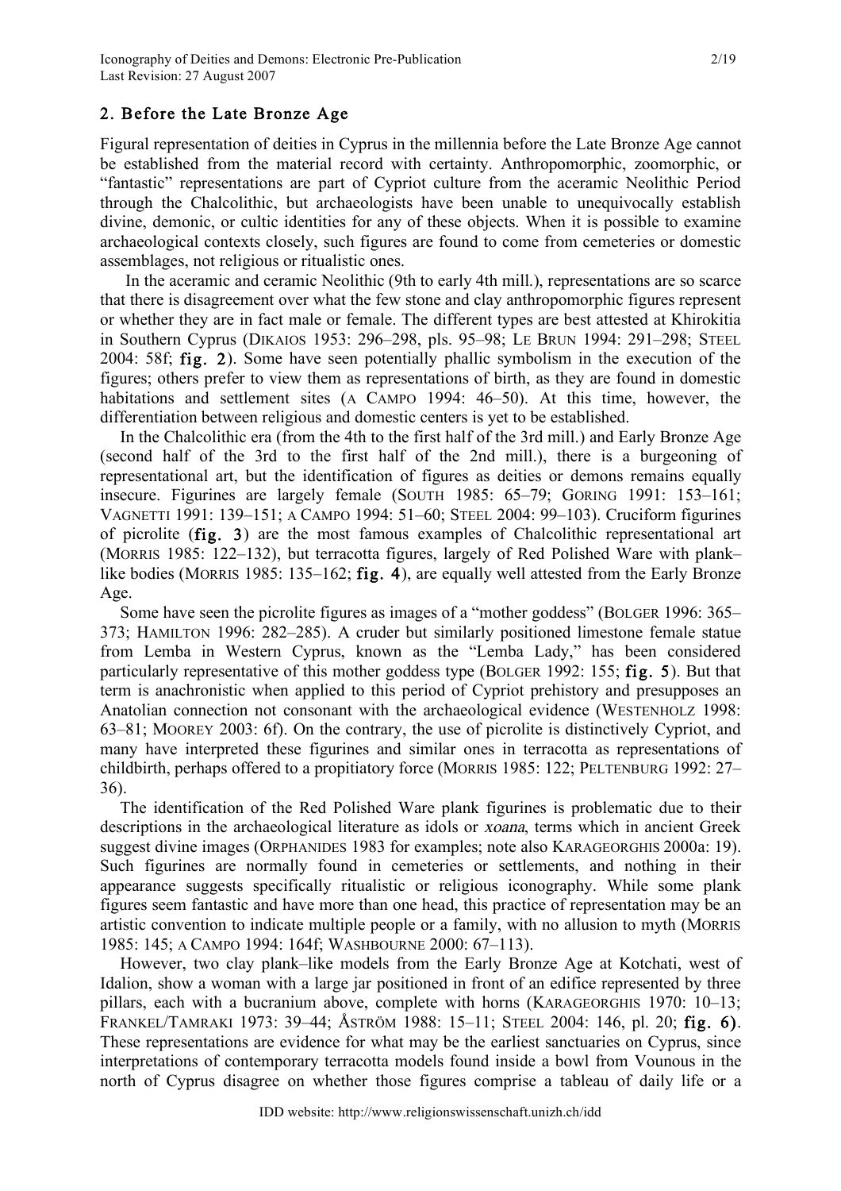## 2. Before the Late Bronze Age

Figural representation of deities in Cyprus in the millennia before the Late Bronze Age cannot be established from the material record with certainty. Anthropomorphic, zoomorphic, or "fantastic" representations are part of Cypriot culture from the aceramic Neolithic Period through the Chalcolithic, but archaeologists have been unable to unequivocally establish divine, demonic, or cultic identities for any of these objects. When it is possible to examine archaeological contexts closely, such figures are found to come from cemeteries or domestic assemblages, not religious or ritualistic ones.

In the aceramic and ceramic Neolithic (9th to early 4th mill.), representations are so scarce that there is disagreement over what the few stone and clay anthropomorphic figures represent or whether they are in fact male or female. The different types are best attested at Khirokitia in Southern Cyprus (DIKAIOS 1953: 296–298, pls. 95–98; LE BRUN 1994: 291–298; STEEL 2004: 58f; **fig. 2**). Some have seen potentially phallic symbolism in the execution of the figures; others prefer to view them as representations of birth, as they are found in domestic habitations and settlement sites (A CAMPO 1994: 46–50). At this time, however, the differentiation between religious and domestic centers is yet to be established.

In the Chalcolithic era (from the 4th to the first half of the 3rd mill.) and Early Bronze Age (second half of the 3rd to the first half of the 2nd mill.), there is a burgeoning of representational art, but the identification of figures as deities or demons remains equally insecure. Figurines are largely female (SOUTH 1985: 65–79; GORING 1991: 153–161; VAGNETTI 1991: 139–151; A CAMPO 1994: 51–60; STEEL 2004: 99–103). Cruciform figurines of picrolite (**fig. 3**) are the most famous examples of Chalcolithic representational art (MORRIS 1985: 122–132), but terracotta figures, largely of Red Polished Ware with plank–like bodies (MORRIS 1985: 135–162; **fig. 4**), are equally well attested from the Early Bronze Age.

Some have seen the picrolite figures as images of a "mother goddess" (BOLGER 1996: 365–373; HAMILTON 1996: 282–285). A cruder but similarly positioned limestone female statue from Lemba in Western Cyprus, known as the "Lemba Lady," has been considered particularly representative of this mother goddess type (BOLGER 1992: 155; **fig. 5**). But that term is anachronistic when applied to this period of Cypriot prehistory and presupposes an Anatolian connection not consonant with the archaeological evidence (WESTENHOLZ 1998: 63–81; MOOREY 2003: 6f). On the contrary, the use of picrolite is distinctively Cypriot, and many have interpreted these figurines and similar ones in terracotta as representations of childbirth, perhaps offered to a propitiatory force (MORRIS 1985: 122; PELTENBURG 1992: 27–36).

The identification of the Red Polished Ware plank figurines is problematic due to their descriptions in the archaeological literature as idols or *xoana*, terms which in ancient Greek suggest divine images (ORPHANIDES 1983 for examples; note also KARAGEORGHIS 2000a: 19). Such figurines are normally found in cemeteries or settlements, and nothing in their appearance suggests specifically ritualistic or religious iconography. While some plank figures seem fantastic and have more than one head, this practice of representation may be an artistic convention to indicate multiple people or a family, with no allusion to myth (MORRIS 1985: 145; A CAMPO 1994: 164f; WASHBOURNE 2000: 67–113).

However, two clay plank–like models from the Early Bronze Age at Kotchati, west of Idalion, show a woman with a large jar positioned in front of an edifice represented by three pillars, each with a bucranium above, complete with horns (KARAGEORGHIS 1970: 10–13; FRANKEL/TAMRAKI 1973: 39–44; ÅSTRÖM 1988: 15–11; STEEL 2004: 146, pl. 20; **fig. 6**). These representations are evidence for what may be the earliest sanctuaries on Cyprus, since interpretations of contemporary terracotta models found inside a bowl from Vounous in the north of Cyprus disagree on whether those figures comprise a tableau of daily life or a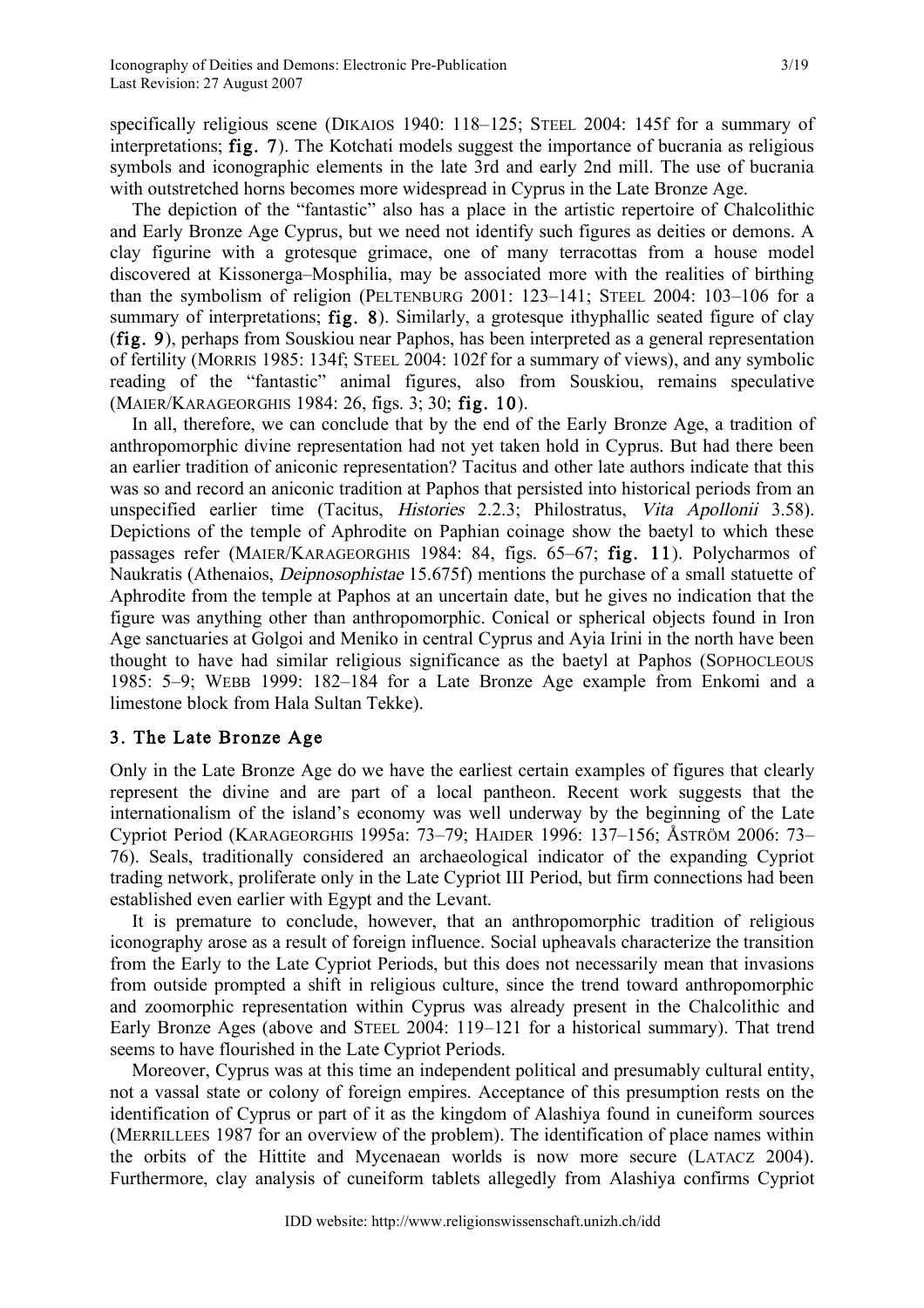specifically religious scene (DIKAIOS 1940: 118–125; STEEL 2004: 145f for a summary of interpretations; **fig. 7**). The Kotchati models suggest the importance of bucrania as religious symbols and iconographic elements in the late 3rd and early 2nd mill. The use of bucrania with outstretched horns becomes more widespread in Cyprus in the Late Bronze Age.

The depiction of the "fantastic" also has a place in the artistic repertoire of Chalcolithic and Early Bronze Age Cyprus, but we need not identify such figures as deities or demons. A clay figurine with a grotesque grimace, one of many terracottas from a house model discovered at Kissonerga–Mosphilia, may be associated more with the realities of birthing than the symbolism of religion (PELTENBURG 2001: 123–141; STEEL 2004: 103–106 for a summary of interpretations; **fig. 8**). Similarly, a grotesque ithyphallic seated figure of clay (**fig. 9**), perhaps from Souskiou near Paphos, has been interpreted as a general representation of fertility (MORRIS 1985: 134f; STEEL 2004: 102f for a summary of views), and any symbolic reading of the "fantastic" animal figures, also from Souskiou, remains speculative (MAIER/KARAGEORGHIS 1984: 26, figs. 3; 30; **fig. 10**).

In all, therefore, we can conclude that by the end of the Early Bronze Age, a tradition of anthropomorphic divine representation had not yet taken hold in Cyprus. But had there been an earlier tradition of aniconic representation? Tacitus and other late authors indicate that this was so and record an aniconic tradition at Paphos that persisted into historical periods from an unspecified earlier time (Tacitus, *Histories* 2.2.3; Philostratus, *Vita Apollonii* 3.58). Depictions of the temple of Aphrodite on Paphian coinage show the baetyl to which these passages refer (MAIER/KARAGEORGHIS 1984: 84, figs. 65–67; **fig. 11**). Polycharmos of Naukratis (Athenaios, *Deipnosophistae* 15.675f) mentions the purchase of a small statuette of Aphrodite from the temple at Paphos at an uncertain date, but he gives no indication that the figure was anything other than anthropomorphic. Conical or spherical objects found in Iron Age sanctuaries at Golgoi and Meniko in central Cyprus and Ayia Irini in the north have been thought to have had similar religious significance as the baetyl at Paphos (SOPHOCLEOUS 1985: 5–9; WEBB 1999: 182–184 for a Late Bronze Age example from Enkomi and a limestone block from Hala Sultan Tekke).

## 3. The Late Bronze Age

Only in the Late Bronze Age do we have the earliest certain examples of figures that clearly represent the divine and are part of a local pantheon. Recent work suggests that the internationalism of the island's economy was well underway by the beginning of the Late Cypriot Period (KARAGEORGHIS 1995a: 73–79; HAIDER 1996: 137–156; ÅSTRÖM 2006: 73–76). Seals, traditionally considered an archaeological indicator of the expanding Cypriot trading network, proliferate only in the Late Cypriot III Period, but firm connections had been established even earlier with Egypt and the Levant.

It is premature to conclude, however, that an anthropomorphic tradition of religious iconography arose as a result of foreign influence. Social upheavals characterize the transition from the Early to the Late Cypriot Periods, but this does not necessarily mean that invasions from outside prompted a shift in religious culture, since the trend toward anthropomorphic and zoomorphic representation within Cyprus was already present in the Chalcolithic and Early Bronze Ages (above and STEEL 2004: 119–121 for a historical summary). That trend seems to have flourished in the Late Cypriot Periods.

Moreover, Cyprus was at this time an independent political and presumably cultural entity, not a vassal state or colony of foreign empires. Acceptance of this presumption rests on the identification of Cyprus or part of it as the kingdom of Alashiya found in cuneiform sources (MERRILLEES 1987 for an overview of the problem). The identification of place names within the orbits of the Hittite and Mycenaean worlds is now more secure (LATACZ 2004). Furthermore, clay analysis of cuneiform tablets allegedly from Alashiya confirms Cypriot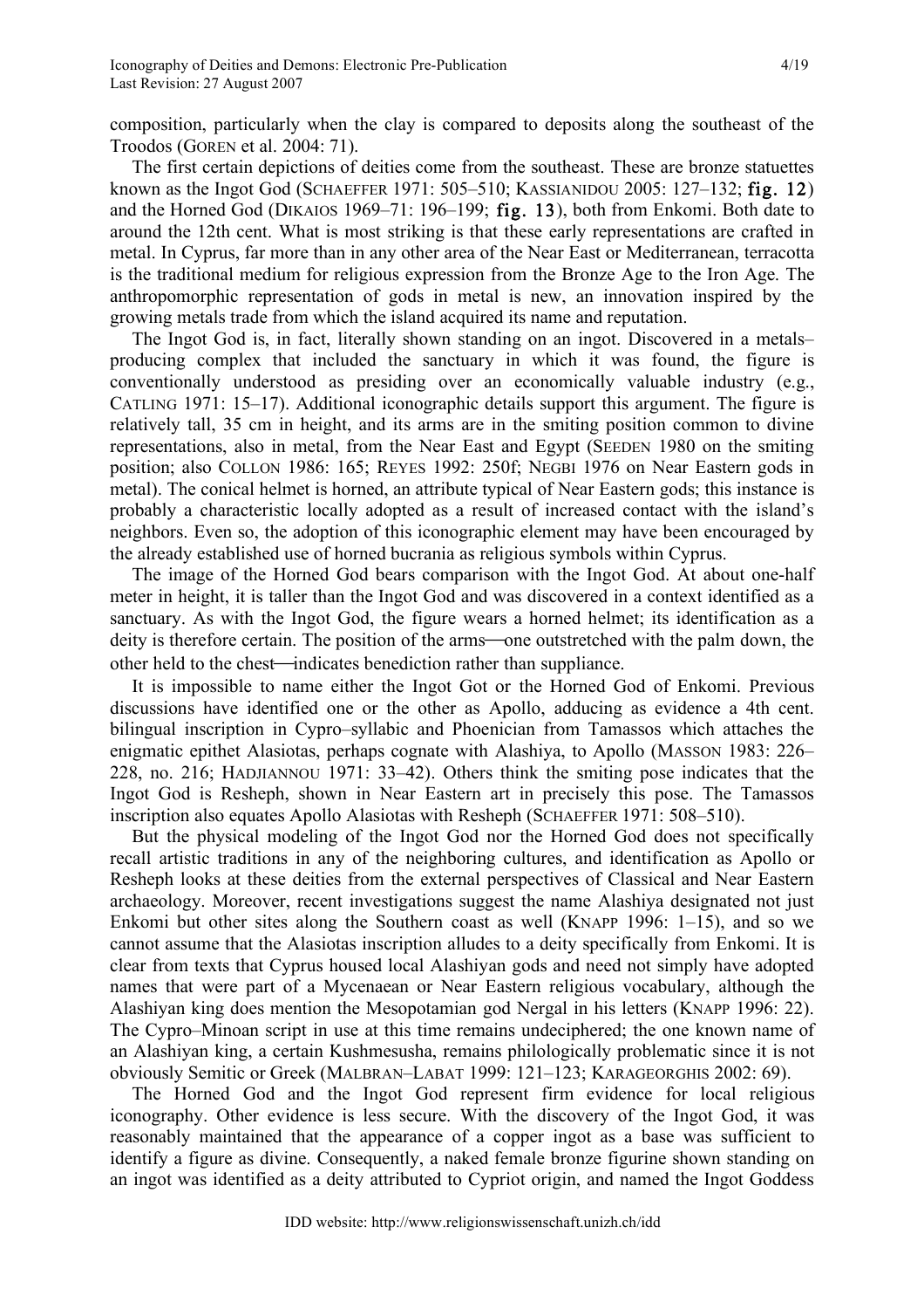composition, particularly when the clay is compared to deposits along the southeast of the Troodos (Goren et al. 2004: 71).

The first certain depictions of deities come from the southeast. These are bronze statuettes known as the Ingot God (Schaeffer 1971: 505–510; Kassianidou 2005: 127–132; **fig. 12**) and the Horned God (Dikaios 1969–71: 196–199; **fig. 13**), both from Enkomi. Both date to around the 12th cent. What is most striking is that these early representations are crafted in metal. In Cyprus, far more than in any other area of the Near East or Mediterranean, terracotta is the traditional medium for religious expression from the Bronze Age to the Iron Age. The anthropomorphic representation of gods in metal is new, an innovation inspired by the growing metals trade from which the island acquired its name and reputation.

The Ingot God is, in fact, literally shown standing on an ingot. Discovered in a metals–producing complex that included the sanctuary in which it was found, the figure is conventionally understood as presiding over an economically valuable industry (e.g., Catling 1971: 15–17). Additional iconographic details support this argument. The figure is relatively tall, 35 cm in height, and its arms are in the smiting position common to divine representations, also in metal, from the Near East and Egypt (Seeden 1980 on the smiting position; also Collon 1986: 165; Reyes 1992: 250f; Negbi 1976 on Near Eastern gods in metal). The conical helmet is horned, an attribute typical of Near Eastern gods; this instance is probably a characteristic locally adopted as a result of increased contact with the island's neighbors. Even so, the adoption of this iconographic element may have been encouraged by the already established use of horned bucrania as religious symbols within Cyprus.

The image of the Horned God bears comparison with the Ingot God. At about one-half meter in height, it is taller than the Ingot God and was discovered in a context identified as a sanctuary. As with the Ingot God, the figure wears a horned helmet; its identification as a deity is therefore certain. The position of the arms—one outstretched with the palm down, the other held to the chest—indicates benediction rather than suppliance.

It is impossible to name either the Ingot Got or the Horned God of Enkomi. Previous discussions have identified one or the other as Apollo, adducing as evidence a 4th cent. bilingual inscription in Cypro–syllabic and Phoenician from Tamassos which attaches the enigmatic epithet Alasiotas, perhaps cognate with Alashiya, to Apollo (Masson 1983: 226–228, no. 216; Hadjiannou 1971: 33–42). Others think the smiting pose indicates that the Ingot God is Resheph, shown in Near Eastern art in precisely this pose. The Tamassos inscription also equates Apollo Alasiotas with Resheph (Schaeffer 1971: 508–510).

But the physical modeling of the Ingot God nor the Horned God does not specifically recall artistic traditions in any of the neighboring cultures, and identification as Apollo or Resheph looks at these deities from the external perspectives of Classical and Near Eastern archaeology. Moreover, recent investigations suggest the name Alashiya designated not just Enkomi but other sites along the Southern coast as well (Knapp 1996: 1–15), and so we cannot assume that the Alasiotas inscription alludes to a deity specifically from Enkomi. It is clear from texts that Cyprus housed local Alashiyan gods and need not simply have adopted names that were part of a Mycenaean or Near Eastern religious vocabulary, although the Alashiyan king does mention the Mesopotamian god Nergal in his letters (Knapp 1996: 22). The Cypro–Minoan script in use at this time remains undeciphered; the one known name of an Alashiyan king, a certain Kushmesusha, remains philologically problematic since it is not obviously Semitic or Greek (Malbran–Labat 1999: 121–123; Karageorghis 2002: 69).

The Horned God and the Ingot God represent firm evidence for local religious iconography. Other evidence is less secure. With the discovery of the Ingot God, it was reasonably maintained that the appearance of a copper ingot as a base was sufficient to identify a figure as divine. Consequently, a naked female bronze figurine shown standing on an ingot was identified as a deity attributed to Cypriot origin, and named the Ingot Goddess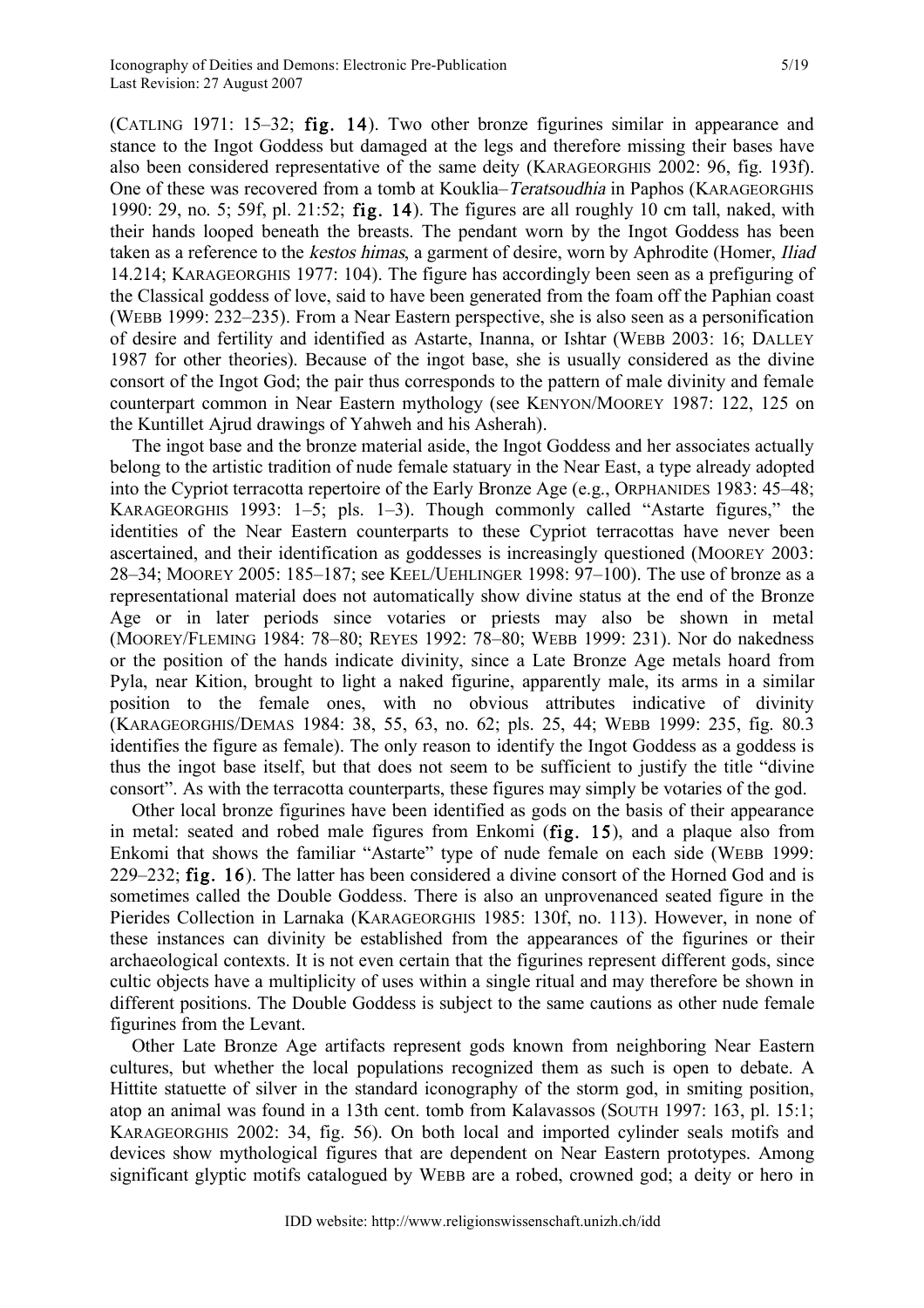(CATLING 1971: 15–32; **fig. 14**). Two other bronze figurines similar in appearance and stance to the Ingot Goddess but damaged at the legs and therefore missing their bases have also been considered representative of the same deity (KARAGEORGHIS 2002: 96, fig. 193f). One of these was recovered from a tomb at Kouklia–*Teratsoudhia* in Paphos (KARAGEORGHIS 1990: 29, no. 5; 59f, pl. 21:52; **fig. 14**). The figures are all roughly 10 cm tall, naked, with their hands looped beneath the breasts. The pendant worn by the Ingot Goddess has been taken as a reference to the *kestos himas*, a garment of desire, worn by Aphrodite (Homer, *Iliad* 14.214; KARAGEORGHIS 1977: 104). The figure has accordingly been seen as a prefiguring of the Classical goddess of love, said to have been generated from the foam off the Paphian coast (WEBB 1999: 232–235). From a Near Eastern perspective, she is also seen as a personification of desire and fertility and identified as Astarte, Inanna, or Ishtar (WEBB 2003: 16; DALLEY 1987 for other theories). Because of the ingot base, she is usually considered as the divine consort of the Ingot God; the pair thus corresponds to the pattern of male divinity and female counterpart common in Near Eastern mythology (see KENYON/MOOREY 1987: 122, 125 on the Kuntillet Ajrud drawings of Yahweh and his Asherah).

The ingot base and the bronze material aside, the Ingot Goddess and her associates actually belong to the artistic tradition of nude female statuary in the Near East, a type already adopted into the Cypriot terracotta repertoire of the Early Bronze Age (e.g., ORPHANIDES 1983: 45–48; KARAGEORGHIS 1993: 1–5; pls. 1–3). Though commonly called "Astarte figures," the identities of the Near Eastern counterparts to these Cypriot terracottas have never been ascertained, and their identification as goddesses is increasingly questioned (MOOREY 2003: 28–34; MOOREY 2005: 185–187; see KEEL/UEHLINGER 1998: 97–100). The use of bronze as a representational material does not automatically show divine status at the end of the Bronze Age or in later periods since votaries or priests may also be shown in metal (MOOREY/FLEMING 1984: 78–80; REYES 1992: 78–80; WEBB 1999: 231). Nor do nakedness or the position of the hands indicate divinity, since a Late Bronze Age metals hoard from Pyla, near Kition, brought to light a naked figurine, apparently male, its arms in a similar position to the female ones, with no obvious attributes indicative of divinity (KARAGEORGHIS/DEMAS 1984: 38, 55, 63, no. 62; pls. 25, 44; WEBB 1999: 235, fig. 80.3 identifies the figure as female). The only reason to identify the Ingot Goddess as a goddess is thus the ingot base itself, but that does not seem to be sufficient to justify the title "divine consort". As with the terracotta counterparts, these figures may simply be votaries of the god.

Other local bronze figurines have been identified as gods on the basis of their appearance in metal: seated and robed male figures from Enkomi (**fig. 15**), and a plaque also from Enkomi that shows the familiar "Astarte" type of nude female on each side (WEBB 1999: 229–232; **fig. 16**). The latter has been considered a divine consort of the Horned God and is sometimes called the Double Goddess. There is also an unprovenanced seated figure in the Pierides Collection in Larnaka (KARAGEORGHIS 1985: 130f, no. 113). However, in none of these instances can divinity be established from the appearances of the figurines or their archaeological contexts. It is not even certain that the figurines represent different gods, since cultic objects have a multiplicity of uses within a single ritual and may therefore be shown in different positions. The Double Goddess is subject to the same cautions as other nude female figurines from the Levant.

Other Late Bronze Age artifacts represent gods known from neighboring Near Eastern cultures, but whether the local populations recognized them as such is open to debate. A Hittite statuette of silver in the standard iconography of the storm god, in smiting position, atop an animal was found in a 13th cent. tomb from Kalavassos (SOUTH 1997: 163, pl. 15:1; KARAGEORGHIS 2002: 34, fig. 56). On both local and imported cylinder seals motifs and devices show mythological figures that are dependent on Near Eastern prototypes. Among significant glyptic motifs catalogued by WEBB are a robed, crowned god; a deity or hero in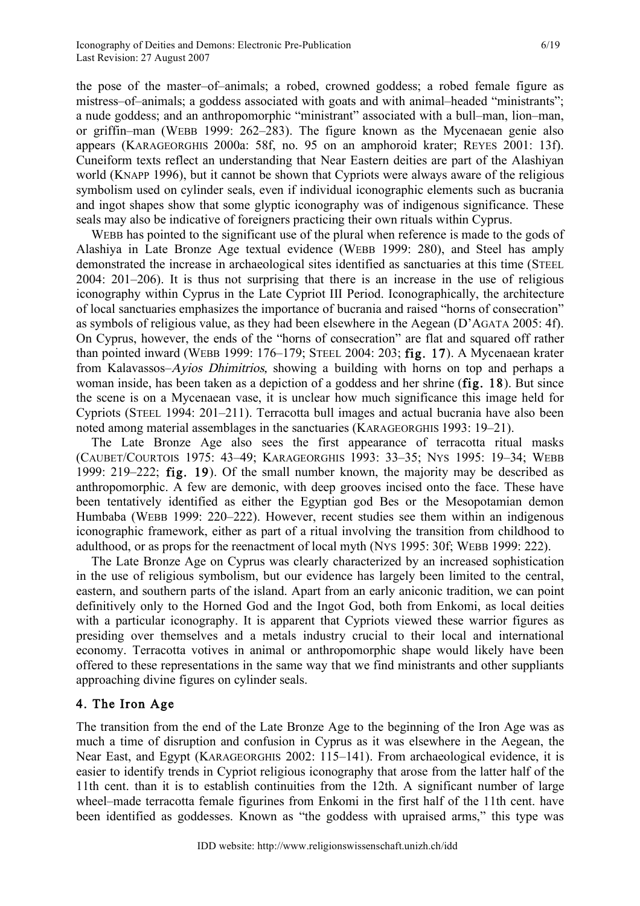the pose of the master–of–animals; a robed, crowned goddess; a robed female figure as mistress–of–animals; a goddess associated with goats and with animal–headed "ministrants"; a nude goddess; and an anthropomorphic "ministrant" associated with a bull–man, lion–man, or griffin–man (WEBB 1999: 262–283). The figure known as the Mycenaean genie also appears (KARAGEORGHIS 2000a: 58f, no. 95 on an amphoroid krater; REYES 2001: 13f). Cuneiform texts reflect an understanding that Near Eastern deities are part of the Alashiyan world (KNAPP 1996), but it cannot be shown that Cypriots were always aware of the religious symbolism used on cylinder seals, even if individual iconographic elements such as bucrania and ingot shapes show that some glyptic iconography was of indigenous significance. These seals may also be indicative of foreigners practicing their own rituals within Cyprus.

WEBB has pointed to the significant use of the plural when reference is made to the gods of Alashiya in Late Bronze Age textual evidence (WEBB 1999: 280), and Steel has amply demonstrated the increase in archaeological sites identified as sanctuaries at this time (STEEL 2004: 201–206). It is thus not surprising that there is an increase in the use of religious iconography within Cyprus in the Late Cypriot III Period. Iconographically, the architecture of local sanctuaries emphasizes the importance of bucrania and raised "horns of consecration" as symbols of religious value, as they had been elsewhere in the Aegean (D'AGATA 2005: 4f). On Cyprus, however, the ends of the "horns of consecration" are flat and squared off rather than pointed inward (WEBB 1999: 176–179; STEEL 2004: 203; **fig. 17**). A Mycenaean krater from Kalavassos–*Ayios Dhimitrios*, showing a building with horns on top and perhaps a woman inside, has been taken as a depiction of a goddess and her shrine (**fig. 18**). But since the scene is on a Mycenaean vase, it is unclear how much significance this image held for Cypriots (STEEL 1994: 201–211). Terracotta bull images and actual bucrania have also been noted among material assemblages in the sanctuaries (KARAGEORGHIS 1993: 19–21).

The Late Bronze Age also sees the first appearance of terracotta ritual masks (CAUBET/COURTOIS 1975: 43–49; KARAGEORGHIS 1993: 33–35; NYS 1995: 19–34; WEBB 1999: 219–222; **fig. 19**). Of the small number known, the majority may be described as anthropomorphic. A few are demonic, with deep grooves incised onto the face. These have been tentatively identified as either the Egyptian god Bes or the Mesopotamian demon Humbaba (WEBB 1999: 220–222). However, recent studies see them within an indigenous iconographic framework, either as part of a ritual involving the transition from childhood to adulthood, or as props for the reenactment of local myth (NYS 1995: 30f; WEBB 1999: 222).

The Late Bronze Age on Cyprus was clearly characterized by an increased sophistication in the use of religious symbolism, but our evidence has largely been limited to the central, eastern, and southern parts of the island. Apart from an early aniconic tradition, we can point definitively only to the Horned God and the Ingot God, both from Enkomi, as local deities with a particular iconography. It is apparent that Cypriots viewed these warrior figures as presiding over themselves and a metals industry crucial to their local and international economy. Terracotta votives in animal or anthropomorphic shape would likely have been offered to these representations in the same way that we find ministrants and other suppliants approaching divine figures on cylinder seals.

## 4. The Iron Age

The transition from the end of the Late Bronze Age to the beginning of the Iron Age was as much a time of disruption and confusion in Cyprus as it was elsewhere in the Aegean, the Near East, and Egypt (KARAGEORGHIS 2002: 115–141). From archaeological evidence, it is easier to identify trends in Cypriot religious iconography that arose from the latter half of the 11th cent. than it is to establish continuities from the 12th. A significant number of large wheel–made terracotta female figurines from Enkomi in the first half of the 11th cent. have been identified as goddesses. Known as "the goddess with upraised arms," this type was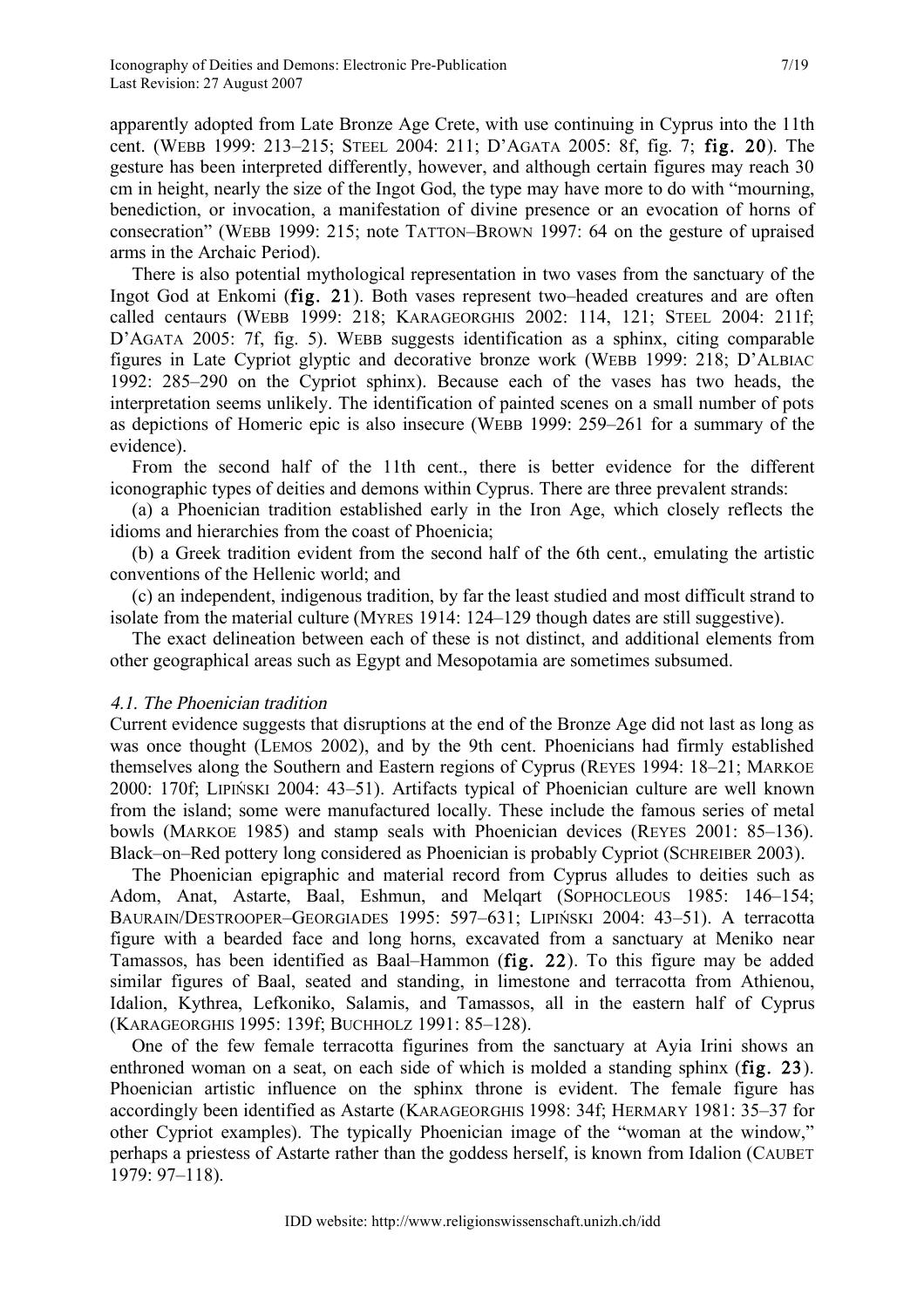apparently adopted from Late Bronze Age Crete, with use continuing in Cyprus into the 11th cent. (WEBB 1999: 213–215; STEEL 2004: 211; D'AGATA 2005: 8f, fig. 7; **fig. 20**). The gesture has been interpreted differently, however, and although certain figures may reach 30 cm in height, nearly the size of the Ingot God, the type may have more to do with "mourning, benediction, or invocation, a manifestation of divine presence or an evocation of horns of consecration" (WEBB 1999: 215; note TATTON–BROWN 1997: 64 on the gesture of upraised arms in the Archaic Period).

There is also potential mythological representation in two vases from the sanctuary of the Ingot God at Enkomi (**fig. 21**). Both vases represent two–headed creatures and are often called centaurs (WEBB 1999: 218; KARAGEORGHIS 2002: 114, 121; STEEL 2004: 211f; D'AGATA 2005: 7f, fig. 5). WEBB suggests identification as a sphinx, citing comparable figures in Late Cypriot glyptic and decorative bronze work (WEBB 1999: 218; D'ALBIAC 1992: 285–290 on the Cypriot sphinx). Because each of the vases has two heads, the interpretation seems unlikely. The identification of painted scenes on a small number of pots as depictions of Homeric epic is also insecure (WEBB 1999: 259–261 for a summary of the evidence).

From the second half of the 11th cent., there is better evidence for the different iconographic types of deities and demons within Cyprus. There are three prevalent strands:

(a) a Phoenician tradition established early in the Iron Age, which closely reflects the idioms and hierarchies from the coast of Phoenicia;

(b) a Greek tradition evident from the second half of the 6th cent., emulating the artistic conventions of the Hellenic world; and

(c) an independent, indigenous tradition, by far the least studied and most difficult strand to isolate from the material culture (MYRES 1914: 124–129 though dates are still suggestive).

The exact delineation between each of these is not distinct, and additional elements from other geographical areas such as Egypt and Mesopotamia are sometimes subsumed.

#### *4.1. The Phoenician tradition*

Current evidence suggests that disruptions at the end of the Bronze Age did not last as long as was once thought (LEMOS 2002), and by the 9th cent. Phoenicians had firmly established themselves along the Southern and Eastern regions of Cyprus (REYES 1994: 18–21; MARKOE 2000: 170f; LIPIŃSKI 2004: 43–51). Artifacts typical of Phoenician culture are well known from the island; some were manufactured locally. These include the famous series of metal bowls (MARKOE 1985) and stamp seals with Phoenician devices (REYES 2001: 85–136). Black–on–Red pottery long considered as Phoenician is probably Cypriot (SCHREIBER 2003).

The Phoenician epigraphic and material record from Cyprus alludes to deities such as Adom, Anat, Astarte, Baal, Eshmun, and Melqart (SOPHOCLEOUS 1985: 146–154; BAURAIN/DESTROOPER–GEORGIADES 1995: 597–631; LIPIŃSKI 2004: 43–51). A terracotta figure with a bearded face and long horns, excavated from a sanctuary at Meniko near Tamassos, has been identified as Baal–Hammon (**fig. 22**). To this figure may be added similar figures of Baal, seated and standing, in limestone and terracotta from Athienou, Idalion, Kythrea, Lefkoniko, Salamis, and Tamassos, all in the eastern half of Cyprus (KARAGEORGHIS 1995: 139f; BUCHHOLZ 1991: 85–128).

One of the few female terracotta figurines from the sanctuary at Ayia Irini shows an enthroned woman on a seat, on each side of which is molded a standing sphinx (**fig. 23**). Phoenician artistic influence on the sphinx throne is evident. The female figure has accordingly been identified as Astarte (KARAGEORGHIS 1998: 34f; HERMARY 1981: 35–37 for other Cypriot examples). The typically Phoenician image of the "woman at the window," perhaps a priestess of Astarte rather than the goddess herself, is known from Idalion (CAUBET 1979: 97–118).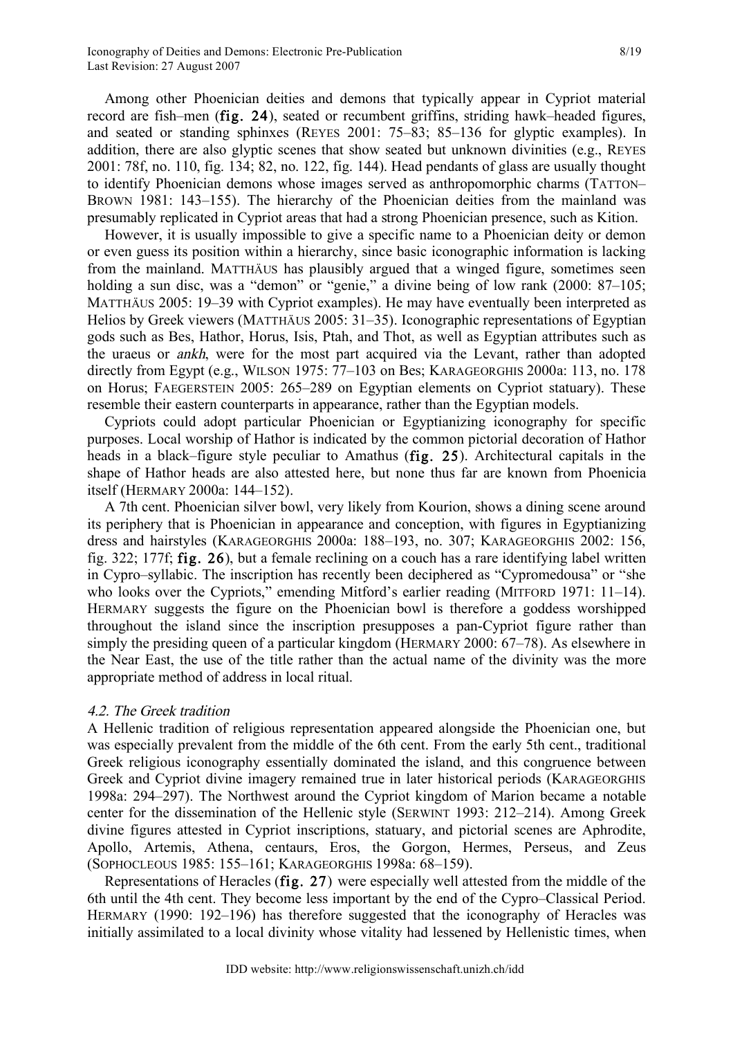Among other Phoenician deities and demons that typically appear in Cypriot material record are fish–men (**fig. 24**), seated or recumbent griffins, striding hawk–headed figures, and seated or standing sphinxes (REYES 2001: 75–83; 85–136 for glyptic examples). In addition, there are also glyptic scenes that show seated but unknown divinities (e.g., REYES 2001: 78f, no. 110, fig. 134; 82, no. 122, fig. 144). Head pendants of glass are usually thought to identify Phoenician demons whose images served as anthropomorphic charms (TATTON–BROWN 1981: 143–155). The hierarchy of the Phoenician deities from the mainland was presumably replicated in Cypriot areas that had a strong Phoenician presence, such as Kition.

However, it is usually impossible to give a specific name to a Phoenician deity or demon or even guess its position within a hierarchy, since basic iconographic information is lacking from the mainland. MATTHÄUS has plausibly argued that a winged figure, sometimes seen holding a sun disc, was a "demon" or "genie," a divine being of low rank (2000: 87–105; MATTHÄUS 2005: 19–39 with Cypriot examples). He may have eventually been interpreted as Helios by Greek viewers (MATTHÄUS 2005: 31–35). Iconographic representations of Egyptian gods such as Bes, Hathor, Horus, Isis, Ptah, and Thot, as well as Egyptian attributes such as the uraeus or *ankh*, were for the most part acquired via the Levant, rather than adopted directly from Egypt (e.g., WILSON 1975: 77–103 on Bes; KARAGEORGHIS 2000a: 113, no. 178 on Horus; FAEGERSTEIN 2005: 265–289 on Egyptian elements on Cypriot statuary). These resemble their eastern counterparts in appearance, rather than the Egyptian models.

Cypriots could adopt particular Phoenician or Egyptianizing iconography for specific purposes. Local worship of Hathor is indicated by the common pictorial decoration of Hathor heads in a black–figure style peculiar to Amathus (**fig. 25**). Architectural capitals in the shape of Hathor heads are also attested here, but none thus far are known from Phoenicia itself (HERMARY 2000a: 144–152).

A 7th cent. Phoenician silver bowl, very likely from Kourion, shows a dining scene around its periphery that is Phoenician in appearance and conception, with figures in Egyptianizing dress and hairstyles (KARAGEORGHIS 2000a: 188–193, no. 307; KARAGEORGHIS 2002: 156, fig. 322; 177f; **fig. 26**), but a female reclining on a couch has a rare identifying label written in Cypro–syllabic. The inscription has recently been deciphered as "Cypromedousa" or "she who looks over the Cypriots," emending Mitford's earlier reading (MITFORD 1971: 11–14). HERMARY suggests the figure on the Phoenician bowl is therefore a goddess worshipped throughout the island since the inscription presupposes a pan-Cypriot figure rather than simply the presiding queen of a particular kingdom (HERMARY 2000: 67–78). As elsewhere in the Near East, the use of the title rather than the actual name of the divinity was the more appropriate method of address in local ritual.

### *4.2. The Greek tradition*

A Hellenic tradition of religious representation appeared alongside the Phoenician one, but was especially prevalent from the middle of the 6th cent. From the early 5th cent., traditional Greek religious iconography essentially dominated the island, and this congruence between Greek and Cypriot divine imagery remained true in later historical periods (KARAGEORGHIS 1998a: 294–297). The Northwest around the Cypriot kingdom of Marion became a notable center for the dissemination of the Hellenic style (SERWINT 1993: 212–214). Among Greek divine figures attested in Cypriot inscriptions, statuary, and pictorial scenes are Aphrodite, Apollo, Artemis, Athena, centaurs, Eros, the Gorgon, Hermes, Perseus, and Zeus (SOPHOCLEOUS 1985: 155–161; KARAGEORGHIS 1998a: 68–159).

Representations of Heracles (**fig. 27**) were especially well attested from the middle of the 6th until the 4th cent. They become less important by the end of the Cypro–Classical Period. HERMARY (1990: 192–196) has therefore suggested that the iconography of Heracles was initially assimilated to a local divinity whose vitality had lessened by Hellenistic times, when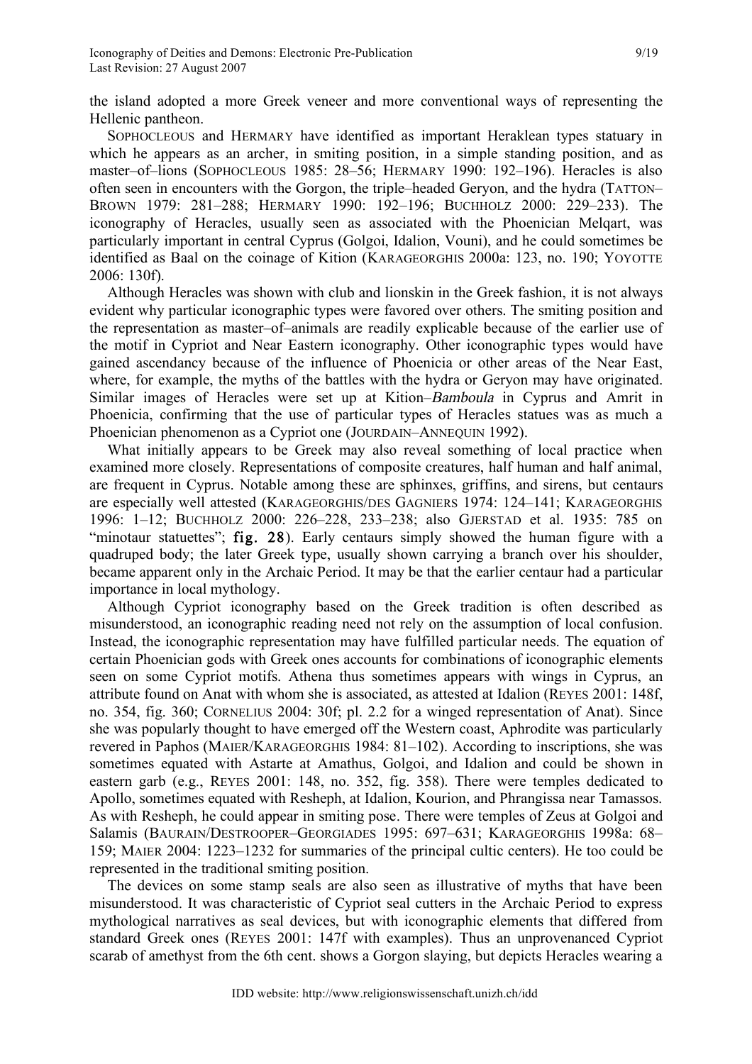the island adopted a more Greek veneer and more conventional ways of representing the Hellenic pantheon.

SOPHOCLEOUS and HERMARY have identified as important Heraklean types statuary in which he appears as an archer, in smiting position, in a simple standing position, and as master–of–lions (SOPHOCLEOUS 1985: 28–56; HERMARY 1990: 192–196). Heracles is also often seen in encounters with the Gorgon, the triple–headed Geryon, and the hydra (TATTON–BROWN 1979: 281–288; HERMARY 1990: 192–196; BUCHHOLZ 2000: 229–233). The iconography of Heracles, usually seen as associated with the Phoenician Melqart, was particularly important in central Cyprus (Golgoi, Idalion, Vouni), and he could sometimes be identified as Baal on the coinage of Kition (KARAGEORGHIS 2000a: 123, no. 190; YOYOTTE 2006: 130f).

Although Heracles was shown with club and lionskin in the Greek fashion, it is not always evident why particular iconographic types were favored over others. The smiting position and the representation as master–of–animals are readily explicable because of the earlier use of the motif in Cypriot and Near Eastern iconography. Other iconographic types would have gained ascendancy because of the influence of Phoenicia or other areas of the Near East, where, for example, the myths of the battles with the hydra or Geryon may have originated. Similar images of Heracles were set up at Kition–*Bamboula* in Cyprus and Amrit in Phoenicia, confirming that the use of particular types of Heracles statues was as much a Phoenician phenomenon as a Cypriot one (JOURDAIN–ANNEQUIN 1992).

What initially appears to be Greek may also reveal something of local practice when examined more closely. Representations of composite creatures, half human and half animal, are frequent in Cyprus. Notable among these are sphinxes, griffins, and sirens, but centaurs are especially well attested (KARAGEORGHIS/DES GAGNIERS 1974: 124–141; KARAGEORGHIS 1996: 1–12; BUCHHOLZ 2000: 226–228, 233–238; also GJERSTAD et al. 1935: 785 on "minotaur statuettes"; **fig. 28**). Early centaurs simply showed the human figure with a quadruped body; the later Greek type, usually shown carrying a branch over his shoulder, became apparent only in the Archaic Period. It may be that the earlier centaur had a particular importance in local mythology.

Although Cypriot iconography based on the Greek tradition is often described as misunderstood, an iconographic reading need not rely on the assumption of local confusion. Instead, the iconographic representation may have fulfilled particular needs. The equation of certain Phoenician gods with Greek ones accounts for combinations of iconographic elements seen on some Cypriot motifs. Athena thus sometimes appears with wings in Cyprus, an attribute found on Anat with whom she is associated, as attested at Idalion (REYES 2001: 148f, no. 354, fig. 360; CORNELIUS 2004: 30f; pl. 2.2 for a winged representation of Anat). Since she was popularly thought to have emerged off the Western coast, Aphrodite was particularly revered in Paphos (MAIER/KARAGEORGHIS 1984: 81–102). According to inscriptions, she was sometimes equated with Astarte at Amathus, Golgoi, and Idalion and could be shown in eastern garb (e.g., REYES 2001: 148, no. 352, fig. 358). There were temples dedicated to Apollo, sometimes equated with Resheph, at Idalion, Kourion, and Phrangissa near Tamassos. As with Resheph, he could appear in smiting pose. There were temples of Zeus at Golgoi and Salamis (BAURAIN/DESTROOPER–GEORGIADES 1995: 697–631; KARAGEORGHIS 1998a: 68–159; MAIER 2004: 1223–1232 for summaries of the principal cultic centers). He too could be represented in the traditional smiting position.

The devices on some stamp seals are also seen as illustrative of myths that have been misunderstood. It was characteristic of Cypriot seal cutters in the Archaic Period to express mythological narratives as seal devices, but with iconographic elements that differed from standard Greek ones (REYES 2001: 147f with examples). Thus an unprovenanced Cypriot scarab of amethyst from the 6th cent. shows a Gorgon slaying, but depicts Heracles wearing a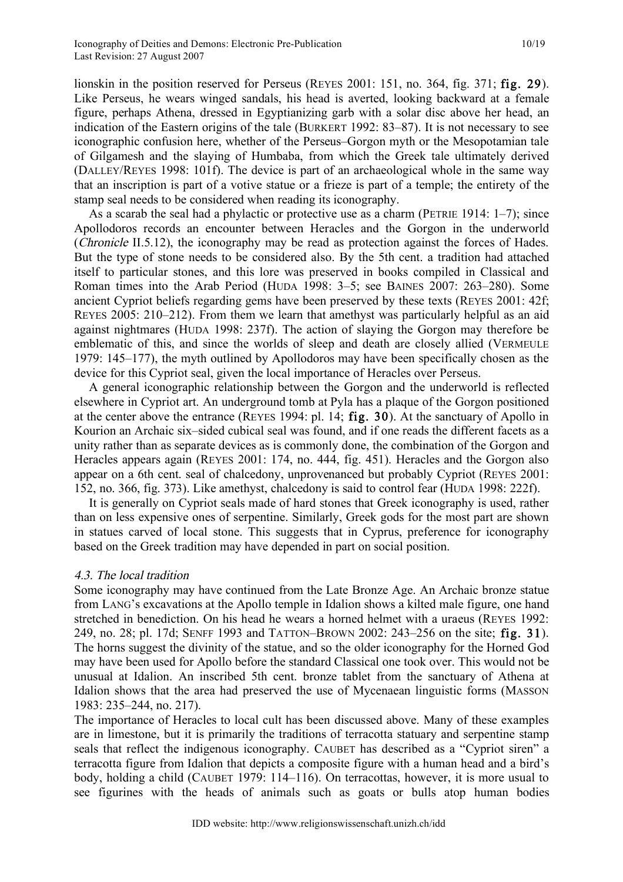lionskin in the position reserved for Perseus (REYES 2001: 151, no. 364, fig. 371; **fig. 29**). Like Perseus, he wears winged sandals, his head is averted, looking backward at a female figure, perhaps Athena, dressed in Egyptianizing garb with a solar disc above her head, an indication of the Eastern origins of the tale (BURKERT 1992: 83–87). It is not necessary to see iconographic confusion here, whether of the Perseus–Gorgon myth or the Mesopotamian tale of Gilgamesh and the slaying of Humbaba, from which the Greek tale ultimately derived (DALLEY/REYES 1998: 101f). The device is part of an archaeological whole in the same way that an inscription is part of a votive statue or a frieze is part of a temple; the entirety of the stamp seal needs to be considered when reading its iconography.

As a scarab the seal had a phylactic or protective use as a charm (PETRIE 1914: 1–7); since Apollodoros records an encounter between Heracles and the Gorgon in the underworld (*Chronicle* II.5.12), the iconography may be read as protection against the forces of Hades. But the type of stone needs to be considered also. By the 5th cent. a tradition had attached itself to particular stones, and this lore was preserved in books compiled in Classical and Roman times into the Arab Period (HUDA 1998: 3–5; see BAINES 2007: 263–280). Some ancient Cypriot beliefs regarding gems have been preserved by these texts (REYES 2001: 42f; REYES 2005: 210–212). From them we learn that amethyst was particularly helpful as an aid against nightmares (HUDA 1998: 237f). The action of slaying the Gorgon may therefore be emblematic of this, and since the worlds of sleep and death are closely allied (VERMEULE 1979: 145–177), the myth outlined by Apollodoros may have been specifically chosen as the device for this Cypriot seal, given the local importance of Heracles over Perseus.

A general iconographic relationship between the Gorgon and the underworld is reflected elsewhere in Cypriot art. An underground tomb at Pyla has a plaque of the Gorgon positioned at the center above the entrance (REYES 1994: pl. 14; **fig. 30**). At the sanctuary of Apollo in Kourion an Archaic six–sided cubical seal was found, and if one reads the different facets as a unity rather than as separate devices as is commonly done, the combination of the Gorgon and Heracles appears again (REYES 2001: 174, no. 444, fig. 451). Heracles and the Gorgon also appear on a 6th cent. seal of chalcedony, unprovenanced but probably Cypriot (REYES 2001: 152, no. 366, fig. 373). Like amethyst, chalcedony is said to control fear (HUDA 1998: 222f).

It is generally on Cypriot seals made of hard stones that Greek iconography is used, rather than on less expensive ones of serpentine. Similarly, Greek gods for the most part are shown in statues carved of local stone. This suggests that in Cyprus, preference for iconography based on the Greek tradition may have depended in part on social position.

### *4.3. The local tradition*

Some iconography may have continued from the Late Bronze Age. An Archaic bronze statue from LANG's excavations at the Apollo temple in Idalion shows a kilted male figure, one hand stretched in benediction. On his head he wears a horned helmet with a uraeus (REYES 1992: 249, no. 28; pl. 17d; SENFF 1993 and TATTON–BROWN 2002: 243–256 on the site; **fig. 31**). The horns suggest the divinity of the statue, and so the older iconography for the Horned God may have been used for Apollo before the standard Classical one took over. This would not be unusual at Idalion. An inscribed 5th cent. bronze tablet from the sanctuary of Athena at Idalion shows that the area had preserved the use of Mycenaean linguistic forms (MASSON 1983: 235–244, no. 217).

The importance of Heracles to local cult has been discussed above. Many of these examples are in limestone, but it is primarily the traditions of terracotta statuary and serpentine stamp seals that reflect the indigenous iconography. CAUBET has described as a "Cypriot siren" a terracotta figure from Idalion that depicts a composite figure with a human head and a bird's body, holding a child (CAUBET 1979: 114–116). On terracottas, however, it is more usual to see figurines with the heads of animals such as goats or bulls atop human bodies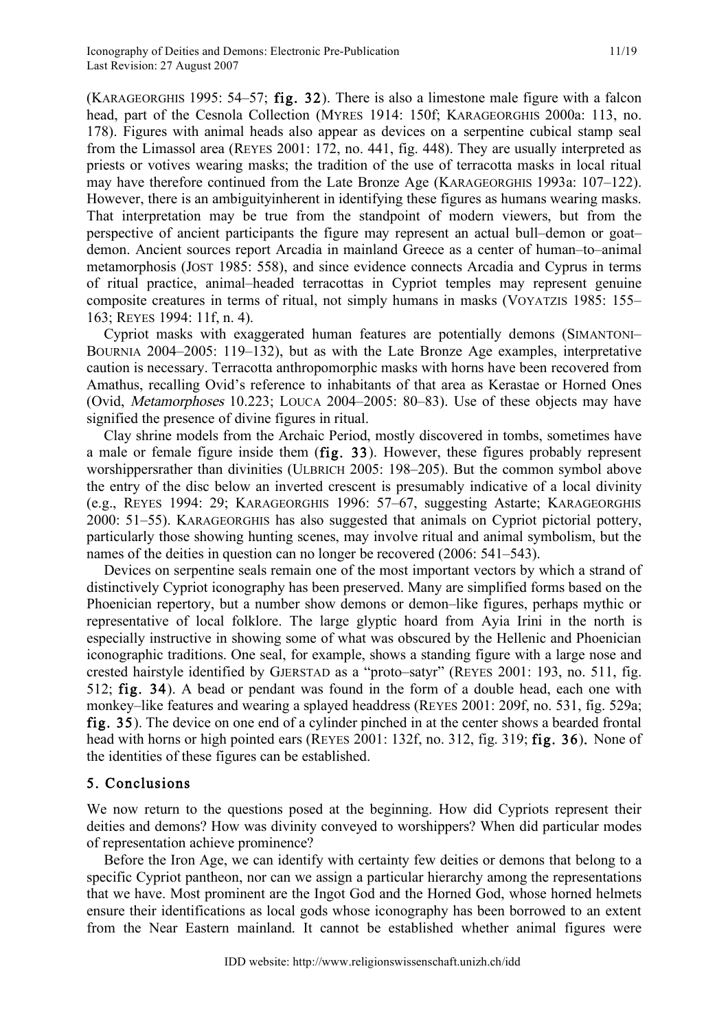(KARAGEORGHIS 1995: 54–57; **fig. 32**). There is also a limestone male figure with a falcon head, part of the Cesnola Collection (MYRES 1914: 150f; KARAGEORGHIS 2000a: 113, no. 178). Figures with animal heads also appear as devices on a serpentine cubical stamp seal from the Limassol area (REYES 2001: 172, no. 441, fig. 448). They are usually interpreted as priests or votives wearing masks; the tradition of the use of terracotta masks in local ritual may have therefore continued from the Late Bronze Age (KARAGEORGHIS 1993a: 107–122). However, there is an ambiguityinherent in identifying these figures as humans wearing masks. That interpretation may be true from the standpoint of modern viewers, but from the perspective of ancient participants the figure may represent an actual bull–demon or goat–demon. Ancient sources report Arcadia in mainland Greece as a center of human–to–animal metamorphosis (JOST 1985: 558), and since evidence connects Arcadia and Cyprus in terms of ritual practice, animal–headed terracottas in Cypriot temples may represent genuine composite creatures in terms of ritual, not simply humans in masks (VOYATZIS 1985: 155–163; REYES 1994: 11f, n. 4).

Cypriot masks with exaggerated human features are potentially demons (SIMANTONI–BOURNIA 2004–2005: 119–132), but as with the Late Bronze Age examples, interpretative caution is necessary. Terracotta anthropomorphic masks with horns have been recovered from Amathus, recalling Ovid's reference to inhabitants of that area as Kerastae or Horned Ones (Ovid, *Metamorphoses* 10.223; LOUCA 2004–2005: 80–83). Use of these objects may have signified the presence of divine figures in ritual.

Clay shrine models from the Archaic Period, mostly discovered in tombs, sometimes have a male or female figure inside them (**fig. 33**). However, these figures probably represent worshippersrather than divinities (ULBRICH 2005: 198–205). But the common symbol above the entry of the disc below an inverted crescent is presumably indicative of a local divinity (e.g., REYES 1994: 29; KARAGEORGHIS 1996: 57–67, suggesting Astarte; KARAGEORGHIS 2000: 51–55). KARAGEORGHIS has also suggested that animals on Cypriot pictorial pottery, particularly those showing hunting scenes, may involve ritual and animal symbolism, but the names of the deities in question can no longer be recovered (2006: 541–543).

Devices on serpentine seals remain one of the most important vectors by which a strand of distinctively Cypriot iconography has been preserved. Many are simplified forms based on the Phoenician repertory, but a number show demons or demon–like figures, perhaps mythic or representative of local folklore. The large glyptic hoard from Ayia Irini in the north is especially instructive in showing some of what was obscured by the Hellenic and Phoenician iconographic traditions. One seal, for example, shows a standing figure with a large nose and crested hairstyle identified by GJERSTAD as a "proto–satyr" (REYES 2001: 193, no. 511, fig. 512; **fig. 34**). A bead or pendant was found in the form of a double head, each one with monkey–like features and wearing a splayed headdress (REYES 2001: 209f, no. 531, fig. 529a; **fig. 35**). The device on one end of a cylinder pinched in at the center shows a bearded frontal head with horns or high pointed ears (REYES 2001: 132f, no. 312, fig. 319; **fig. 36**). None of the identities of these figures can be established.

## 5. Conclusions

We now return to the questions posed at the beginning. How did Cypriots represent their deities and demons? How was divinity conveyed to worshippers? When did particular modes of representation achieve prominence?

Before the Iron Age, we can identify with certainty few deities or demons that belong to a specific Cypriot pantheon, nor can we assign a particular hierarchy among the representations that we have. Most prominent are the Ingot God and the Horned God, whose horned helmets ensure their identifications as local gods whose iconography has been borrowed to an extent from the Near Eastern mainland. It cannot be established whether animal figures were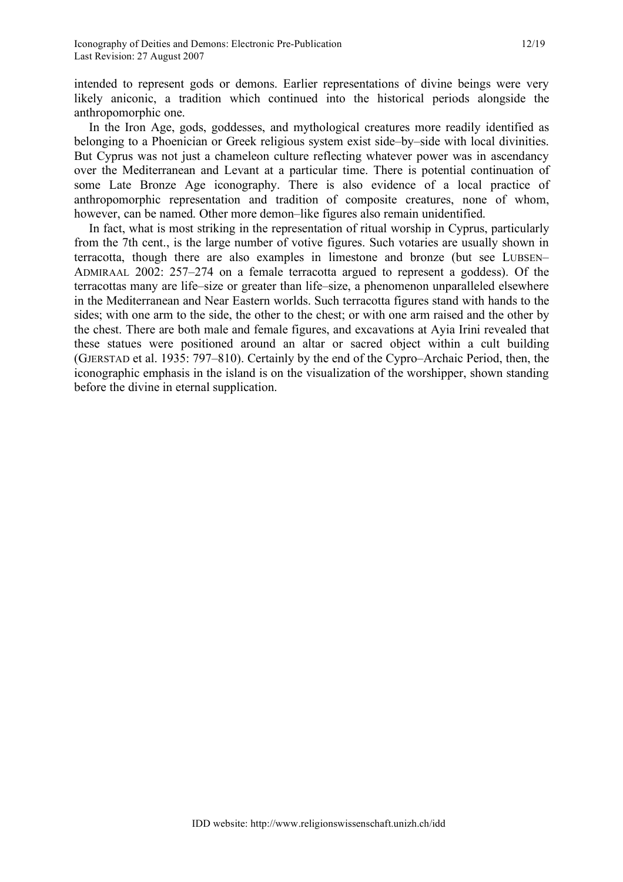intended to represent gods or demons. Earlier representations of divine beings were very likely aniconic, a tradition which continued into the historical periods alongside the anthropomorphic one.

In the Iron Age, gods, goddesses, and mythological creatures more readily identified as belonging to a Phoenician or Greek religious system exist side–by–side with local divinities. But Cyprus was not just a chameleon culture reflecting whatever power was in ascendancy over the Mediterranean and Levant at a particular time. There is potential continuation of some Late Bronze Age iconography. There is also evidence of a local practice of anthropomorphic representation and tradition of composite creatures, none of whom, however, can be named. Other more demon–like figures also remain unidentified.

In fact, what is most striking in the representation of ritual worship in Cyprus, particularly from the 7th cent., is the large number of votive figures. Such votaries are usually shown in terracotta, though there are also examples in limestone and bronze (but see LUBSEN–ADMIRAAL 2002: 257–274 on a female terracotta argued to represent a goddess). Of the terracottas many are life–size or greater than life–size, a phenomenon unparalleled elsewhere in the Mediterranean and Near Eastern worlds. Such terracotta figures stand with hands to the sides; with one arm to the side, the other to the chest; or with one arm raised and the other by the chest. There are both male and female figures, and excavations at Ayia Irini revealed that these statues were positioned around an altar or sacred object within a cult building (GJERSTAD et al. 1935: 797–810). Certainly by the end of the Cypro–Archaic Period, then, the iconographic emphasis in the island is on the visualization of the worshipper, shown standing before the divine in eternal supplication.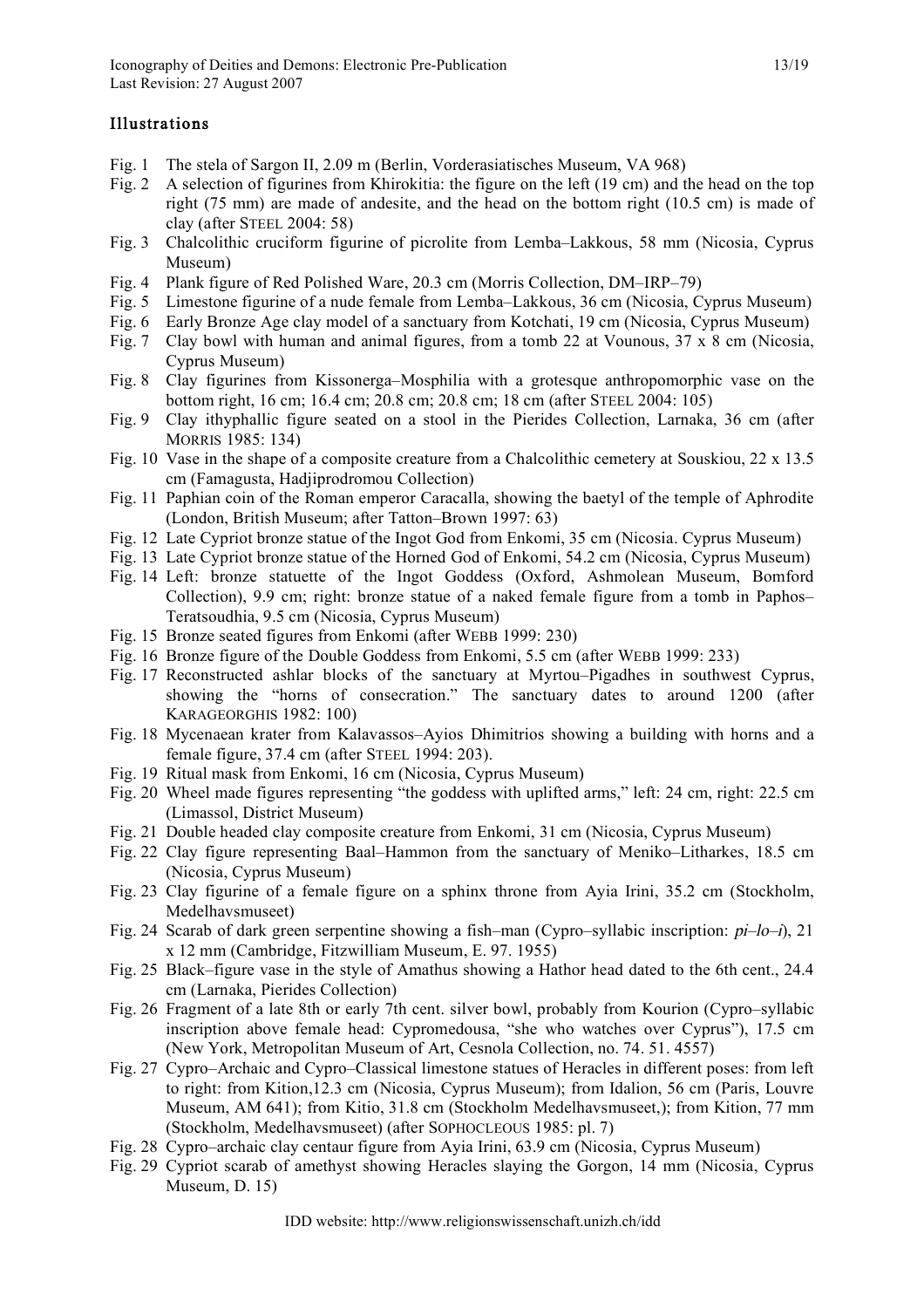## Illustrations

- Fig. 1 The stela of Sargon II, 2.09 m (Berlin, Vorderasiatisches Museum, VA 968)
- Fig. 2 A selection of figurines from Khirokitia: the figure on the left (19 cm) and the head on the top right (75 mm) are made of andesite, and the head on the bottom right (10.5 cm) is made of clay (after STEEL 2004: 58)
- Fig. 3 Chalcolithic cruciform figurine of picrolite from Lemba–Lakkous, 58 mm (Nicosia, Cyprus Museum)
- Fig. 4 Plank figure of Red Polished Ware, 20.3 cm (Morris Collection, DM–IRP–79)
- Fig. 5 Limestone figurine of a nude female from Lemba–Lakkous, 36 cm (Nicosia, Cyprus Museum)
- Fig. 6 Early Bronze Age clay model of a sanctuary from Kotchati, 19 cm (Nicosia, Cyprus Museum)
- Fig. 7 Clay bowl with human and animal figures, from a tomb 22 at Vounous, 37 x 8 cm (Nicosia, Cyprus Museum)
- Fig. 8 Clay figurines from Kissonerga–Mosphilia with a grotesque anthropomorphic vase on the bottom right, 16 cm; 16.4 cm; 20.8 cm; 20.8 cm; 18 cm (after STEEL 2004: 105)
- Fig. 9 Clay ithyphallic figure seated on a stool in the Pierides Collection, Larnaka, 36 cm (after MORRIS 1985: 134)
- Fig. 10 Vase in the shape of a composite creature from a Chalcolithic cemetery at Souskiou, 22 x 13.5 cm (Famagusta, Hadjiprodromou Collection)
- Fig. 11 Paphian coin of the Roman emperor Caracalla, showing the baetyl of the temple of Aphrodite (London, British Museum; after Tatton–Brown 1997: 63)
- Fig. 12 Late Cypriot bronze statue of the Ingot God from Enkomi, 35 cm (Nicosia. Cyprus Museum)
- Fig. 13 Late Cypriot bronze statue of the Horned God of Enkomi, 54.2 cm (Nicosia, Cyprus Museum)
- Fig. 14 Left: bronze statuette of the Ingot Goddess (Oxford, Ashmolean Museum, Bomford Collection), 9.9 cm; right: bronze statue of a naked female figure from a tomb in Paphos–Teratsoudhia, 9.5 cm (Nicosia, Cyprus Museum)
- Fig. 15 Bronze seated figures from Enkomi (after WEBB 1999: 230)
- Fig. 16 Bronze figure of the Double Goddess from Enkomi, 5.5 cm (after WEBB 1999: 233)
- Fig. 17 Reconstructed ashlar blocks of the sanctuary at Myrtou–Pigadhes in southwest Cyprus, showing the "horns of consecration." The sanctuary dates to around 1200 (after KARAGEORGHIS 1982: 100)
- Fig. 18 Mycenaean krater from Kalavassos–Ayios Dhimitrios showing a building with horns and a female figure, 37.4 cm (after STEEL 1994: 203).
- Fig. 19 Ritual mask from Enkomi, 16 cm (Nicosia, Cyprus Museum)
- Fig. 20 Wheel made figures representing "the goddess with uplifted arms," left: 24 cm, right: 22.5 cm (Limassol, District Museum)
- Fig. 21 Double headed clay composite creature from Enkomi, 31 cm (Nicosia, Cyprus Museum)
- Fig. 22 Clay figure representing Baal–Hammon from the sanctuary of Meniko–Litharkes, 18.5 cm (Nicosia, Cyprus Museum)
- Fig. 23 Clay figurine of a female figure on a sphinx throne from Ayia Irini, 35.2 cm (Stockholm, Medelhavsmuseet)
- Fig. 24 Scarab of dark green serpentine showing a fish–man (Cypro–syllabic inscription: *pi–lo–i*), 21 x 12 mm (Cambridge, Fitzwilliam Museum, E. 97. 1955)
- Fig. 25 Black–figure vase in the style of Amathus showing a Hathor head dated to the 6th cent., 24.4 cm (Larnaka, Pierides Collection)
- Fig. 26 Fragment of a late 8th or early 7th cent. silver bowl, probably from Kourion (Cypro–syllabic inscription above female head: Cypromedousa, "she who watches over Cyprus"), 17.5 cm (New York, Metropolitan Museum of Art, Cesnola Collection, no. 74. 51. 4557)
- Fig. 27 Cypro–Archaic and Cypro–Classical limestone statues of Heracles in different poses: from left to right: from Kition,12.3 cm (Nicosia, Cyprus Museum); from Idalion, 56 cm (Paris, Louvre Museum, AM 641); from Kitio, 31.8 cm (Stockholm Medelhavsmuseet,); from Kition, 77 mm (Stockholm, Medelhavsmuseet) (after SOPHOCLEOUS 1985: pl. 7)
- Fig. 28 Cypro–archaic clay centaur figure from Ayia Irini, 63.9 cm (Nicosia, Cyprus Museum)
- Fig. 29 Cypriot scarab of amethyst showing Heracles slaying the Gorgon, 14 mm (Nicosia, Cyprus Museum, D. 15)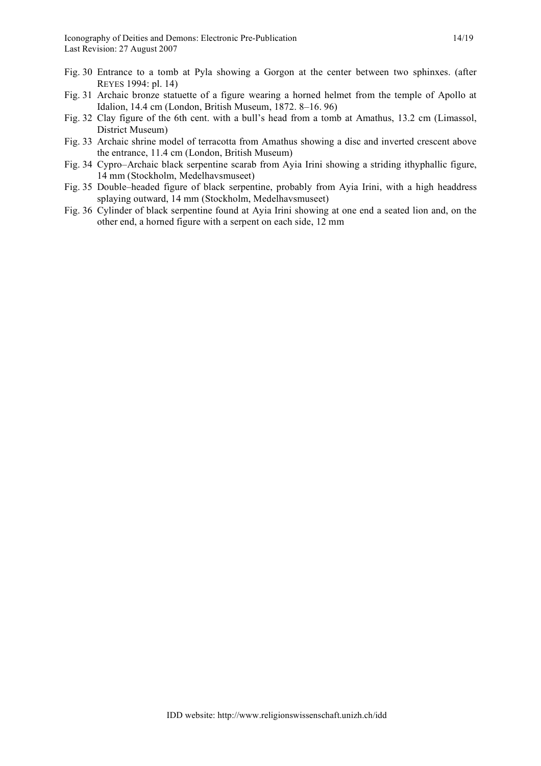Fig. 30 Entrance to a tomb at Pyla showing a Gorgon at the center between two sphinxes. (after REYES 1994: pl. 14)

Fig. 31 Archaic bronze statuette of a figure wearing a horned helmet from the temple of Apollo at Idalion, 14.4 cm (London, British Museum, 1872. 8–16. 96)

Fig. 32 Clay figure of the 6th cent. with a bull's head from a tomb at Amathus, 13.2 cm (Limassol, District Museum)

Fig. 33 Archaic shrine model of terracotta from Amathus showing a disc and inverted crescent above the entrance, 11.4 cm (London, British Museum)

Fig. 34 Cypro–Archaic black serpentine scarab from Ayia Irini showing a striding ithyphallic figure, 14 mm (Stockholm, Medelhavsmuseet)

Fig. 35 Double–headed figure of black serpentine, probably from Ayia Irini, with a high headdress splaying outward, 14 mm (Stockholm, Medelhavsmuseet)

Fig. 36 Cylinder of black serpentine found at Ayia Irini showing at one end a seated lion and, on the other end, a horned figure with a serpent on each side, 12 mm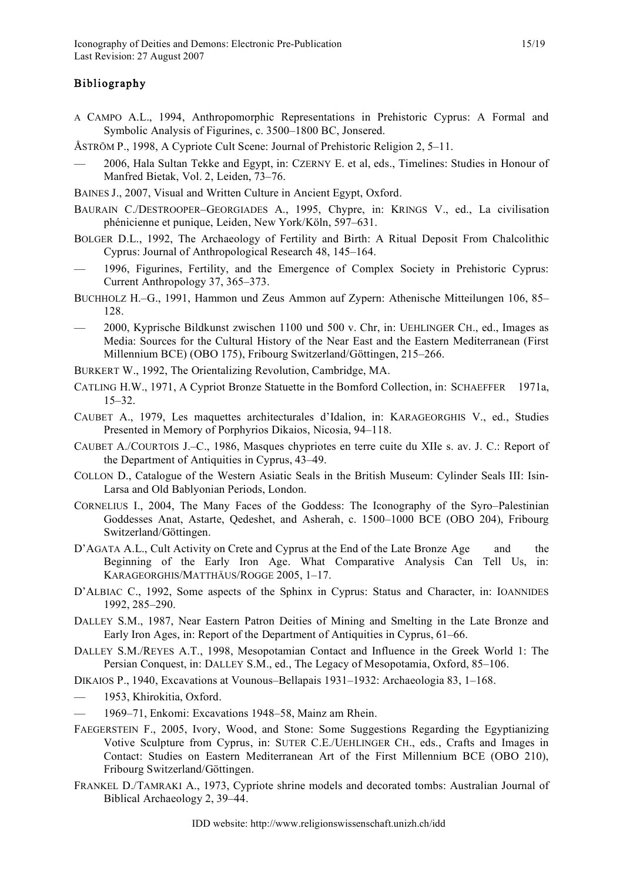## Bibliography

A CAMPO A.L., 1994, Anthropomorphic Representations in Prehistoric Cyprus: A Formal and Symbolic Analysis of Figurines, c. 3500–1800 BC, Jonsered.

ÅSTRÖM P., 1998, A Cypriote Cult Scene: Journal of Prehistoric Religion 2, 5–11.

— 2006, Hala Sultan Tekke and Egypt, in: CZERNY E. et al, eds., Timelines: Studies in Honour of Manfred Bietak, Vol. 2, Leiden, 73–76.

BAINES J., 2007, Visual and Written Culture in Ancient Egypt, Oxford.

BAURAIN C./DESTROOPER–GEORGIADES A., 1995, Chypre, in: KRINGS V., ed., La civilisation phénicienne et punique, Leiden, New York/Köln, 597–631.

BOLGER D.L., 1992, The Archaeology of Fertility and Birth: A Ritual Deposit From Chalcolithic Cyprus: Journal of Anthropological Research 48, 145–164.

— 1996, Figurines, Fertility, and the Emergence of Complex Society in Prehistoric Cyprus: Current Anthropology 37, 365–373.

BUCHHOLZ H.–G., 1991, Hammon und Zeus Ammon auf Zypern: Athenische Mitteilungen 106, 85–128.

— 2000, Kyprische Bildkunst zwischen 1100 und 500 v. Chr, in: UEHLINGER CH., ed., Images as Media: Sources for the Cultural History of the Near East and the Eastern Mediterranean (First Millennium BCE) (OBO 175), Fribourg Switzerland/Göttingen, 215–266.

BURKERT W., 1992, The Orientalizing Revolution, Cambridge, MA.

CATLING H.W., 1971, A Cypriot Bronze Statuette in the Bomford Collection, in: SCHAEFFER 1971a, 15–32.

CAUBET A., 1979, Les maquettes architecturales d'Idalion, in: KARAGEORGHIS V., ed., Studies Presented in Memory of Porphyrios Dikaios, Nicosia, 94–118.

CAUBET A./COURTOIS J.–C., 1986, Masques chypriotes en terre cuite du XIIe s. av. J. C.: Report of the Department of Antiquities in Cyprus, 43–49.

COLLON D., Catalogue of the Western Asiatic Seals in the British Museum: Cylinder Seals III: Isin-Larsa and Old Bablyonian Periods, London.

CORNELIUS I., 2004, The Many Faces of the Goddess: The Iconography of the Syro–Palestinian Goddesses Anat, Astarte, Qedeshet, and Asherah, c. 1500–1000 BCE (OBO 204), Fribourg Switzerland/Göttingen.

D'AGATA A.L., Cult Activity on Crete and Cyprus at the End of the Late Bronze Age and the Beginning of the Early Iron Age. What Comparative Analysis Can Tell Us, in: KARAGEORGHIS/MATTHÄUS/ROGGE 2005, 1–17.

D'ALBIAC C., 1992, Some aspects of the Sphinx in Cyprus: Status and Character, in: IOANNIDES 1992, 285–290.

DALLEY S.M., 1987, Near Eastern Patron Deities of Mining and Smelting in the Late Bronze and Early Iron Ages, in: Report of the Department of Antiquities in Cyprus, 61–66.

DALLEY S.M./REYES A.T., 1998, Mesopotamian Contact and Influence in the Greek World 1: The Persian Conquest, in: DALLEY S.M., ed., The Legacy of Mesopotamia, Oxford, 85–106.

DIKAIOS P., 1940, Excavations at Vounous–Bellapais 1931–1932: Archaeologia 83, 1–168.

— 1953, Khirokitia, Oxford.

— 1969–71, Enkomi: Excavations 1948–58, Mainz am Rhein.

FAEGERSTEIN F., 2005, Ivory, Wood, and Stone: Some Suggestions Regarding the Egyptianizing Votive Sculpture from Cyprus, in: SUTER C.E./UEHLINGER CH., eds., Crafts and Images in Contact: Studies on Eastern Mediterranean Art of the First Millennium BCE (OBO 210), Fribourg Switzerland/Göttingen.

FRANKEL D./TAMRAKI A., 1973, Cypriote shrine models and decorated tombs: Australian Journal of Biblical Archaeology 2, 39–44.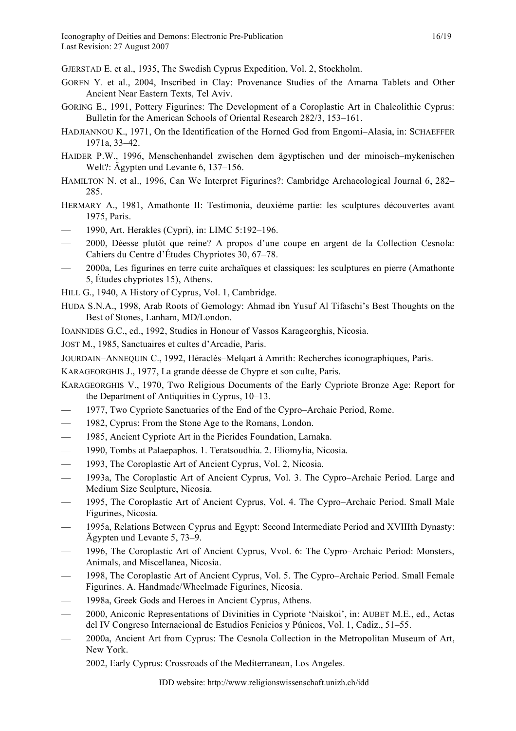GJERSTAD E. et al., 1935, The Swedish Cyprus Expedition, Vol. 2, Stockholm.

GOREN Y. et al., 2004, Inscribed in Clay: Provenance Studies of the Amarna Tablets and Other Ancient Near Eastern Texts, Tel Aviv.

GORING E., 1991, Pottery Figurines: The Development of a Coroplastic Art in Chalcolithic Cyprus: Bulletin for the American Schools of Oriental Research 282/3, 153–161.

HADJIANNOU K., 1971, On the Identification of the Horned God from Engomi–Alasia, in: SCHAEFFER 1971a, 33–42.

HAIDER P.W., 1996, Menschenhandel zwischen dem ägyptischen und der minoisch–mykenischen Welt?: Ägypten und Levante 6, 137–156.

HAMILTON N. et al., 1996, Can We Interpret Figurines?: Cambridge Archaeological Journal 6, 282–285.

HERMARY A., 1981, Amathonte II: Testimonia, deuxième partie: les sculptures découvertes avant 1975, Paris.

— 1990, Art. Herakles (Cypri), in: LIMC 5:192–196.

— 2000, Déesse plutôt que reine? A propos d'une coupe en argent de la Collection Cesnola: Cahiers du Centre d'Études Chypriotes 30, 67–78.

— 2000a, Les figurines en terre cuite archaïques et classiques: les sculptures en pierre (Amathonte 5, Études chypriotes 15), Athens.

HILL G., 1940, A History of Cyprus, Vol. 1, Cambridge.

HUDA S.N.A., 1998, Arab Roots of Gemology: Ahmad ibn Yusuf Al Tifaschi's Best Thoughts on the Best of Stones, Lanham, MD/London.

IOANNIDES G.C., ed., 1992, Studies in Honour of Vassos Karageorghis, Nicosia.

JOST M., 1985, Sanctuaires et cultes d'Arcadie, Paris.

JOURDAIN–ANNEQUIN C., 1992, Héraclès–Melqart à Amrith: Recherches iconographiques, Paris.

KARAGEORGHIS J., 1977, La grande déesse de Chypre et son culte, Paris.

KARAGEORGHIS V., 1970, Two Religious Documents of the Early Cypriote Bronze Age: Report for the Department of Antiquities in Cyprus, 10–13.

— 1977, Two Cypriote Sanctuaries of the End of the Cypro–Archaic Period, Rome.

— 1982, Cyprus: From the Stone Age to the Romans, London.

— 1985, Ancient Cypriote Art in the Pierides Foundation, Larnaka.

— 1990, Tombs at Palaepaphos. 1. Teratsoudhia. 2. Eliomylia, Nicosia.

— 1993, The Coroplastic Art of Ancient Cyprus, Vol. 2, Nicosia.

— 1993a, The Coroplastic Art of Ancient Cyprus, Vol. 3. The Cypro–Archaic Period. Large and Medium Size Sculpture, Nicosia.

— 1995, The Coroplastic Art of Ancient Cyprus, Vol. 4. The Cypro–Archaic Period. Small Male Figurines, Nicosia.

— 1995a, Relations Between Cyprus and Egypt: Second Intermediate Period and XVIIIth Dynasty: Ägypten und Levante 5, 73–9.

— 1996, The Coroplastic Art of Ancient Cyprus, Vvol. 6: The Cypro–Archaic Period: Monsters, Animals, and Miscellanea, Nicosia.

— 1998, The Coroplastic Art of Ancient Cyprus, Vol. 5. The Cypro–Archaic Period. Small Female Figurines. A. Handmade/Wheelmade Figurines, Nicosia.

— 1998a, Greek Gods and Heroes in Ancient Cyprus, Athens.

— 2000, Aniconic Representations of Divinities in Cypriote 'Naiskoi', in: AUBET M.E., ed., Actas del IV Congreso Internacional de Estudios Fenicios y Púnicos, Vol. 1, Cadiz., 51–55.

— 2000a, Ancient Art from Cyprus: The Cesnola Collection in the Metropolitan Museum of Art, New York.

— 2002, Early Cyprus: Crossroads of the Mediterranean, Los Angeles.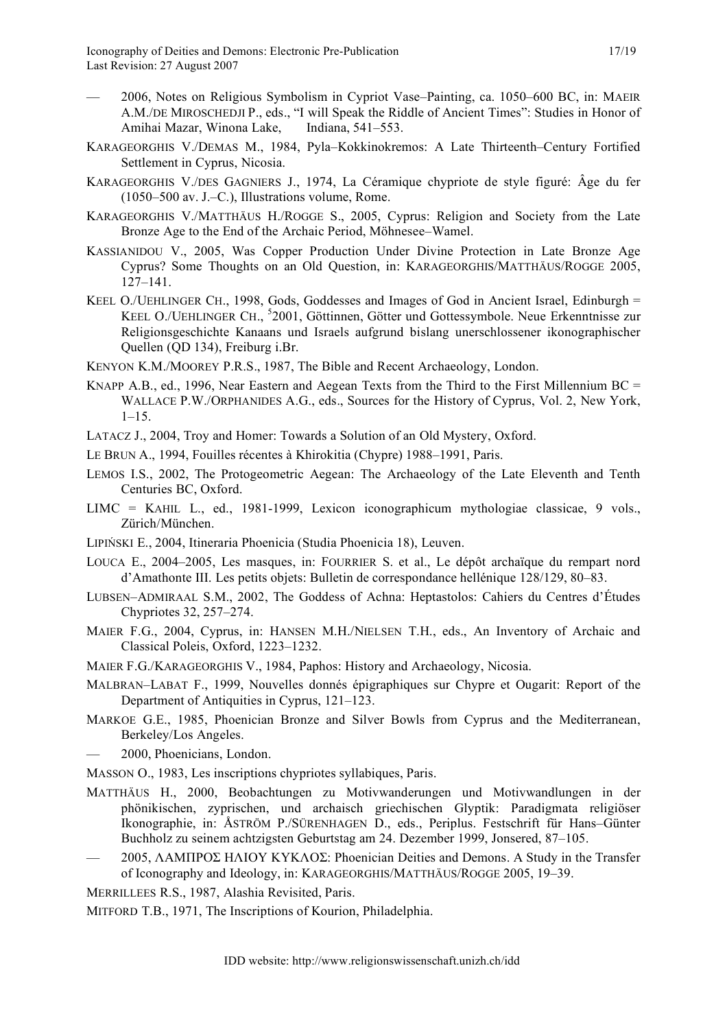— 2006, Notes on Religious Symbolism in Cypriot Vase–Painting, ca. 1050–600 BC, in: MAEIR A.M./DE MIROSCHEDJI P., eds., "I will Speak the Riddle of Ancient Times": Studies in Honor of Amihai Mazar, Winona Lake, Indiana, 541–553.

KARAGEORGHIS V./DEMAS M., 1984, Pyla–Kokkinokremos: A Late Thirteenth–Century Fortified Settlement in Cyprus, Nicosia.

KARAGEORGHIS V./DES GAGNIERS J., 1974, La Céramique chypriote de style figuré: Âge du fer (1050–500 av. J.–C.), Illustrations volume, Rome.

KARAGEORGHIS V./MATTHÄUS H./ROGGE S., 2005, Cyprus: Religion and Society from the Late Bronze Age to the End of the Archaic Period, Möhnesee–Wamel.

KASSIANIDOU V., 2005, Was Copper Production Under Divine Protection in Late Bronze Age Cyprus? Some Thoughts on an Old Question, in: KARAGEORGHIS/MATTHÄUS/ROGGE 2005, 127–141.

KEEL O./UEHLINGER CH., 1998, Gods, Goddesses and Images of God in Ancient Israel, Edinburgh = KEEL O./UEHLINGER CH., [5]2001, Göttinnen, Götter und Gottessymbole. Neue Erkenntnisse zur Religionsgeschichte Kanaans und Israels aufgrund bislang unerschlossener ikonographischer Quellen (QD 134), Freiburg i.Br.

KENYON K.M./MOOREY P.R.S., 1987, The Bible and Recent Archaeology, London.

KNAPP A.B., ed., 1996, Near Eastern and Aegean Texts from the Third to the First Millennium BC = WALLACE P.W./ORPHANIDES A.G., eds., Sources for the History of Cyprus, Vol. 2, New York, 1–15.

LATACZ J., 2004, Troy and Homer: Towards a Solution of an Old Mystery, Oxford.

LE BRUN A., 1994, Fouilles récentes à Khirokitia (Chypre) 1988–1991, Paris.

LEMOS I.S., 2002, The Protogeometric Aegean: The Archaeology of the Late Eleventh and Tenth Centuries BC, Oxford.

LIMC = KAHIL L., ed., 1981-1999, Lexicon iconographicum mythologiae classicae, 9 vols., Zürich/München.

LIPIŃSKI E., 2004, Itineraria Phoenicia (Studia Phoenicia 18), Leuven.

LOUCA E., 2004–2005, Les masques, in: FOURRIER S. et al., Le dépôt archaïque du rempart nord d'Amathonte III. Les petits objets: Bulletin de correspondance hellénique 128/129, 80–83.

LUBSEN–ADMIRAAL S.M., 2002, The Goddess of Achna: Heptastolos: Cahiers du Centres d'Études Chypriotes 32, 257–274.

MAIER F.G., 2004, Cyprus, in: HANSEN M.H./NIELSEN T.H., eds., An Inventory of Archaic and Classical Poleis, Oxford, 1223–1232.

MAIER F.G./KARAGEORGHIS V., 1984, Paphos: History and Archaeology, Nicosia.

MALBRAN–LABAT F., 1999, Nouvelles donnés épigraphiques sur Chypre et Ougarit: Report of the Department of Antiquities in Cyprus, 121–123.

MARKOE G.E., 1985, Phoenician Bronze and Silver Bowls from Cyprus and the Mediterranean, Berkeley/Los Angeles.

— 2000, Phoenicians, London.

MASSON O., 1983, Les inscriptions chypriotes syllabiques, Paris.

MATTHÄUS H., 2000, Beobachtungen zu Motivwanderungen und Motivwandlungen in der phönikischen, zyprischen, und archaisch griechischen Glyptik: Paradigmata religiöser Ikonographie, in: ÅSTRÖM P./SÜRENHAGEN D., eds., Periplus. Festschrift für Hans–Günter Buchholz zu seinem achtzigsten Geburtstag am 24. Dezember 1999, Jonsered, 87–105.

— 2005, ΛΑΜΠΡΟΣ ΗΛΙΟΥ ΚΥΚΛΟΣ: Phoenician Deities and Demons. A Study in the Transfer of Iconography and Ideology, in: KARAGEORGHIS/MATTHÄUS/ROGGE 2005, 19–39.

MERRILLEES R.S., 1987, Alashia Revisited, Paris.

MITFORD T.B., 1971, The Inscriptions of Kourion, Philadelphia.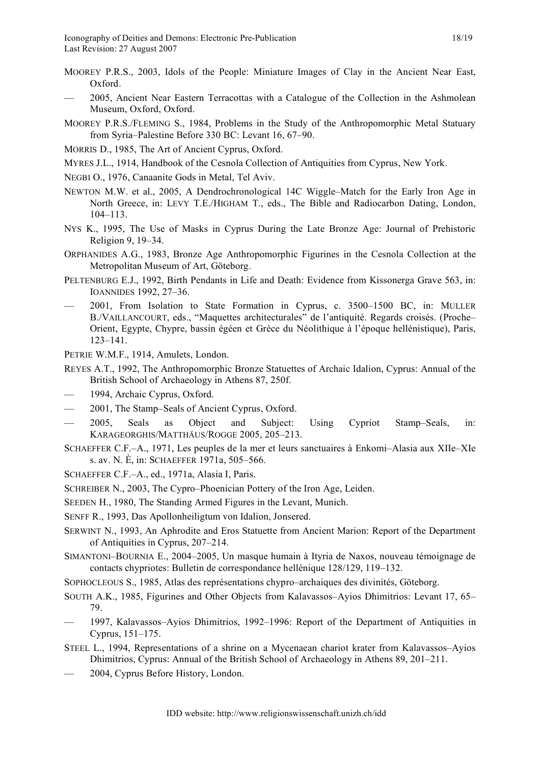MOOREY P.R.S., 2003, Idols of the People: Miniature Images of Clay in the Ancient Near East, Oxford.

— 2005, Ancient Near Eastern Terracottas with a Catalogue of the Collection in the Ashmolean Museum, Oxford, Oxford.

MOOREY P.R.S./FLEMING S., 1984, Problems in the Study of the Anthropomorphic Metal Statuary from Syria–Palestine Before 330 BC: Levant 16, 67–90.

MORRIS D., 1985, The Art of Ancient Cyprus, Oxford.

MYRES J.L., 1914, Handbook of the Cesnola Collection of Antiquities from Cyprus, New York.

NEGBI O., 1976, Canaanite Gods in Metal, Tel Aviv.

NEWTON M.W. et al., 2005, A Dendrochronological 14C Wiggle–Match for the Early Iron Age in North Greece, in: LEVY T.E./HIGHAM T., eds., The Bible and Radiocarbon Dating, London, 104–113.

NYS K., 1995, The Use of Masks in Cyprus During the Late Bronze Age: Journal of Prehistoric Religion 9, 19–34.

ORPHANIDES A.G., 1983, Bronze Age Anthropomorphic Figurines in the Cesnola Collection at the Metropolitan Museum of Art, Göteborg.

PELTENBURG E.J., 1992, Birth Pendants in Life and Death: Evidence from Kissonerga Grave 563, in: IOANNIDES 1992, 27–36.

— 2001, From Isolation to State Formation in Cyprus, c. 3500–1500 BC, in: MULLER B./VAILLANCOURT, eds., "Maquettes architecturales" de l'antiquité. Regards croisés. (Proche–Orient, Egypte, Chypre, bassin égéen et Grèce du Néolithique à l'époque hellénistique), Paris, 123–141.

PETRIE W.M.F., 1914, Amulets, London.

REYES A.T., 1992, The Anthropomorphic Bronze Statuettes of Archaic Idalion, Cyprus: Annual of the British School of Archaeology in Athens 87, 250f.

— 1994, Archaic Cyprus, Oxford.

— 2001, The Stamp–Seals of Ancient Cyprus, Oxford.

— 2005, Seals as Object and Subject: Using Cypriot Stamp–Seals, in: KARAGEORGHIS/MATTHÄUS/ROGGE 2005, 205–213.

SCHAEFFER C.F.–A., 1971, Les peuples de la mer et leurs sanctuaires à Enkomi–Alasia aux XIIe–XIe s. av. N. È, in: SCHAEFFER 1971a, 505–566.

SCHAEFFER C.F.–A., ed., 1971a, Alasia I, Paris.

SCHREIBER N., 2003, The Cypro–Phoenician Pottery of the Iron Age, Leiden.

SEEDEN H., 1980, The Standing Armed Figures in the Levant, Munich.

SENFF R., 1993, Das Apollonheiligtum von Idalion, Jonsered.

SERWINT N., 1993, An Aphrodite and Eros Statuette from Ancient Marion: Report of the Department of Antiquities in Cyprus, 207–214.

SIMANTONI–BOURNIA E., 2004–2005, Un masque humain à Ityria de Naxos, nouveau témoignage de contacts chypriotes: Bulletin de correspondance hellénique 128/129, 119–132.

SOPHOCLEOUS S., 1985, Atlas des représentations chypro–archaiques des divinités, Göteborg.

SOUTH A.K., 1985, Figurines and Other Objects from Kalavassos–Ayios Dhimitrios: Levant 17, 65–79.

— 1997, Kalavassos–Ayios Dhimitrios, 1992–1996: Report of the Department of Antiquities in Cyprus, 151–175.

STEEL L., 1994, Representations of a shrine on a Mycenaean chariot krater from Kalavassos–Ayios Dhimitrios, Cyprus: Annual of the British School of Archaeology in Athens 89, 201–211.

— 2004, Cyprus Before History, London.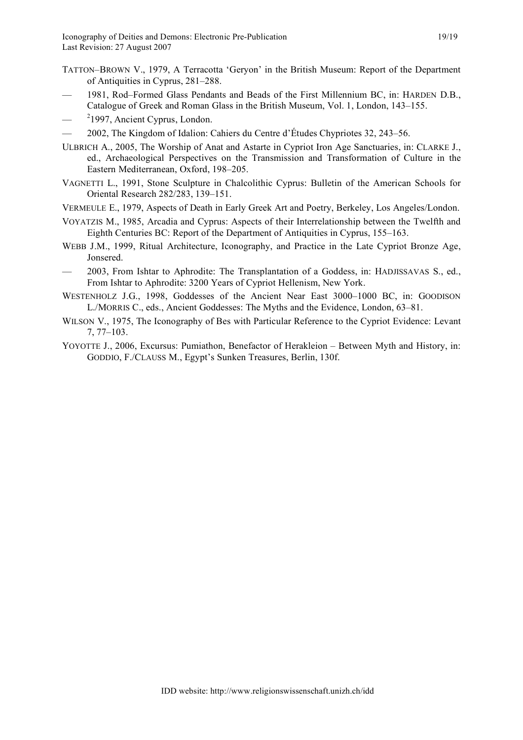TATTON–BROWN V., 1979, A Terracotta 'Geryon' in the British Museum: Report of the Department of Antiquities in Cyprus, 281–288.

— 1981, Rod–Formed Glass Pendants and Beads of the First Millennium BC, in: HARDEN D.B., Catalogue of Greek and Roman Glass in the British Museum, Vol. 1, London, 143–155.

— [2]1997, Ancient Cyprus, London.

— 2002, The Kingdom of Idalion: Cahiers du Centre d'Études Chypriotes 32, 243–56.

ULBRICH A., 2005, The Worship of Anat and Astarte in Cypriot Iron Age Sanctuaries, in: CLARKE J., ed., Archaeological Perspectives on the Transmission and Transformation of Culture in the Eastern Mediterranean, Oxford, 198–205.

VAGNETTI L., 1991, Stone Sculpture in Chalcolithic Cyprus: Bulletin of the American Schools for Oriental Research 282/283, 139–151.

VERMEULE E., 1979, Aspects of Death in Early Greek Art and Poetry, Berkeley, Los Angeles/London.

VOYATZIS M., 1985, Arcadia and Cyprus: Aspects of their Interrelationship between the Twelfth and Eighth Centuries BC: Report of the Department of Antiquities in Cyprus, 155–163.

WEBB J.M., 1999, Ritual Architecture, Iconography, and Practice in the Late Cypriot Bronze Age, Jonsered.

— 2003, From Ishtar to Aphrodite: The Transplantation of a Goddess, in: HADJISSAVAS S., ed., From Ishtar to Aphrodite: 3200 Years of Cypriot Hellenism, New York.

WESTENHOLZ J.G., 1998, Goddesses of the Ancient Near East 3000–1000 BC, in: GOODISON L./MORRIS C., eds., Ancient Goddesses: The Myths and the Evidence, London, 63–81.

WILSON V., 1975, The Iconography of Bes with Particular Reference to the Cypriot Evidence: Levant 7, 77–103.

YOYOTTE J., 2006, Excursus: Pumiathon, Benefactor of Herakleion – Between Myth and History, in: GODDIO, F./CLAUSS M., Egypt's Sunken Treasures, Berlin, 130f.